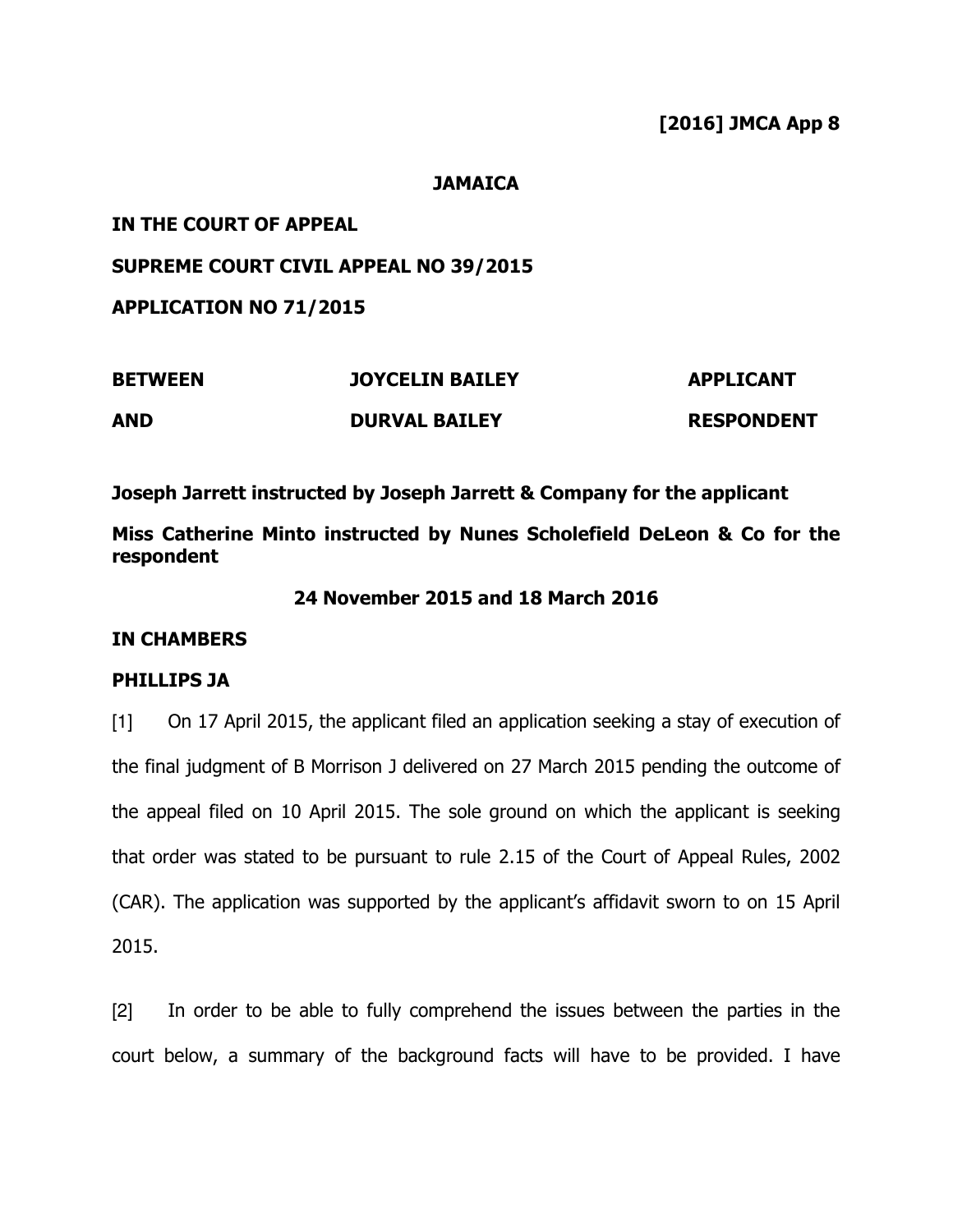**[2016] JMCA App 8**

**JAMAICA**

**IN THE COURT OF APPEAL**

**SUPREME COURT CIVIL APPEAL NO 39/2015**

**APPLICATION NO 71/2015**

| | | |
|---|---|---|
| **BETWEEN** | **JOYCELIN BAILEY** | **APPLICANT** |
| **AND** | **DURVAL BAILEY** | **RESPONDENT** |

**Joseph Jarrett instructed by Joseph Jarrett & Company for the applicant**

**Miss Catherine Minto instructed by Nunes Scholefield DeLeon & Co for the respondent**

**24 November 2015 and 18 March 2016**

**IN CHAMBERS**

**PHILLIPS JA**

[1] On 17 April 2015, the applicant filed an application seeking a stay of execution of the final judgment of B Morrison J delivered on 27 March 2015 pending the outcome of the appeal filed on 10 April 2015. The sole ground on which the applicant is seeking that order was stated to be pursuant to rule 2.15 of the Court of Appeal Rules, 2002 (CAR). The application was supported by the applicant's affidavit sworn to on 15 April 2015.

[2] In order to be able to fully comprehend the issues between the parties in the court below, a summary of the background facts will have to be provided. I have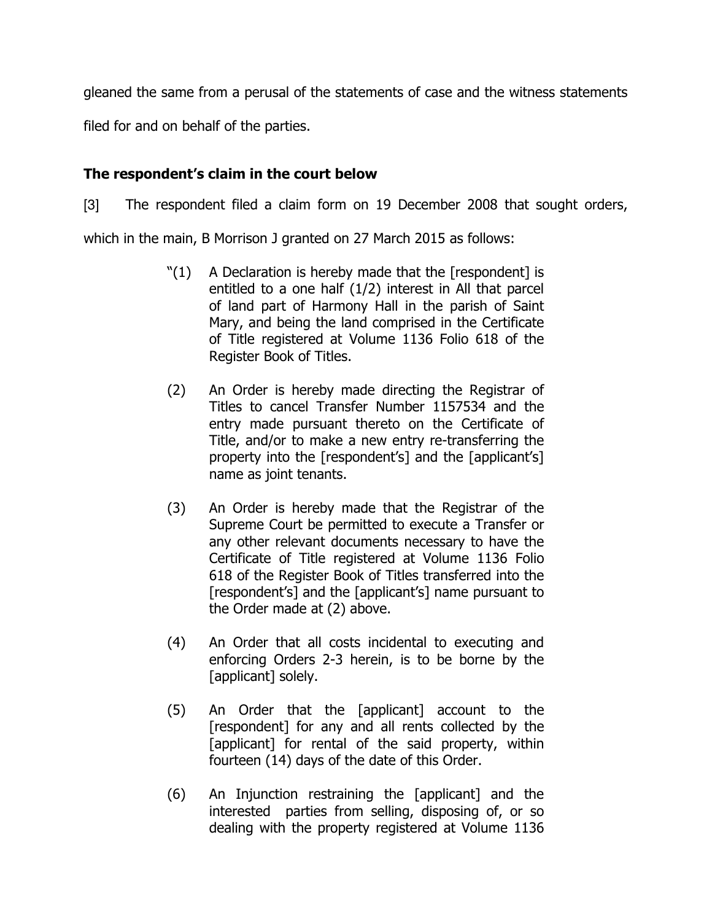gleaned the same from a perusal of the statements of case and the witness statements filed for and on behalf of the parties.

**The respondent's claim in the court below**

[3] The respondent filed a claim form on 19 December 2008 that sought orders, which in the main, B Morrison J granted on 27 March 2015 as follows:

> "(1) A Declaration is hereby made that the [respondent] is entitled to a one half (1/2) interest in All that parcel of land part of Harmony Hall in the parish of Saint Mary, and being the land comprised in the Certificate of Title registered at Volume 1136 Folio 618 of the Register Book of Titles.
>
> (2) An Order is hereby made directing the Registrar of Titles to cancel Transfer Number 1157534 and the entry made pursuant thereto on the Certificate of Title, and/or to make a new entry re-transferring the property into the [respondent's] and the [applicant's] name as joint tenants.
>
> (3) An Order is hereby made that the Registrar of the Supreme Court be permitted to execute a Transfer or any other relevant documents necessary to have the Certificate of Title registered at Volume 1136 Folio 618 of the Register Book of Titles transferred into the [respondent's] and the [applicant's] name pursuant to the Order made at (2) above.
>
> (4) An Order that all costs incidental to executing and enforcing Orders 2-3 herein, is to be borne by the [applicant] solely.
>
> (5) An Order that the [applicant] account to the [respondent] for any and all rents collected by the [applicant] for rental of the said property, within fourteen (14) days of the date of this Order.
>
> (6) An Injunction restraining the [applicant] and the interested parties from selling, disposing of, or so dealing with the property registered at Volume 1136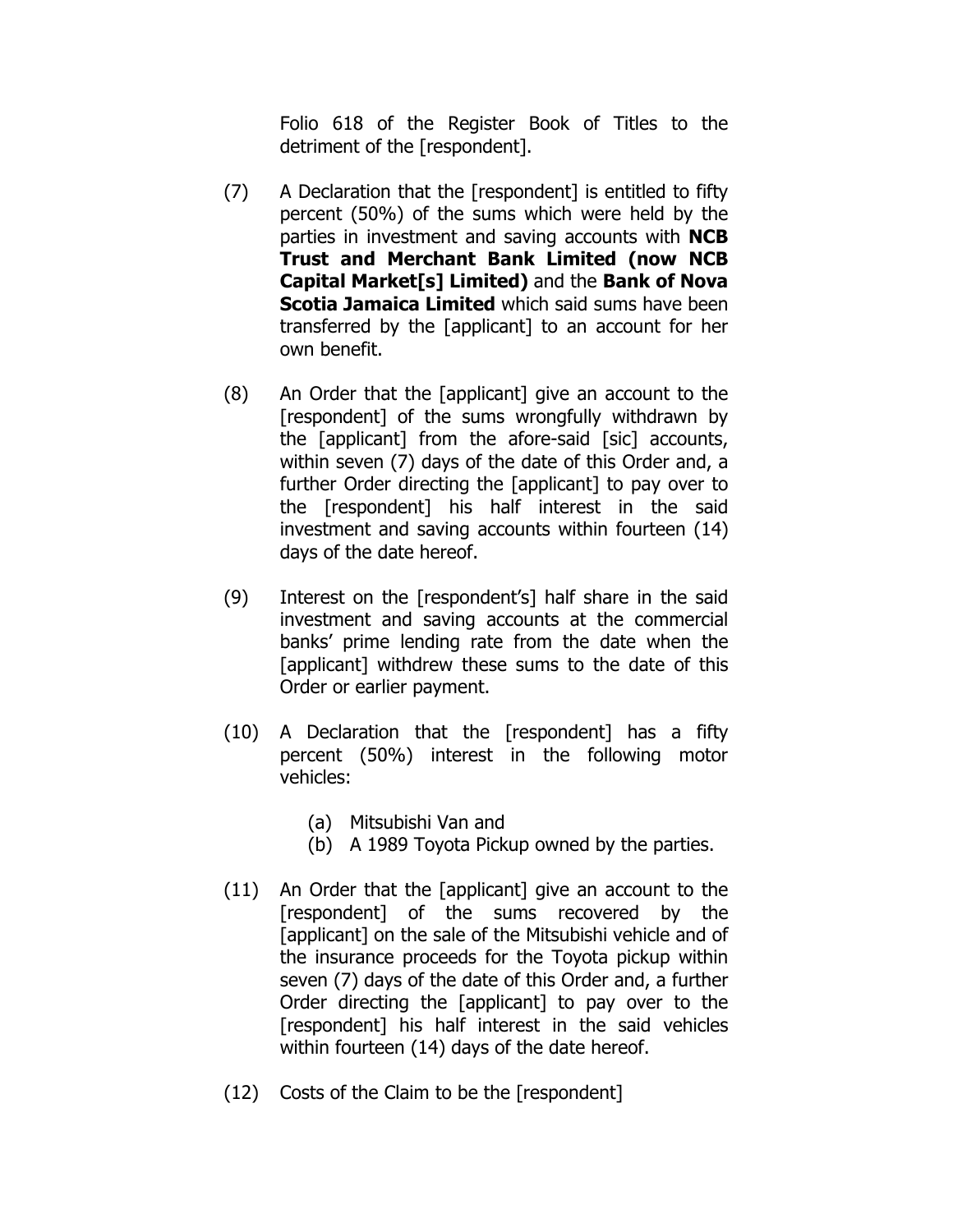Folio 618 of the Register Book of Titles to the detriment of the [respondent].

(7) A Declaration that the [respondent] is entitled to fifty percent (50%) of the sums which were held by the parties in investment and saving accounts with **NCB Trust and Merchant Bank Limited (now NCB Capital Market[s] Limited)** and the **Bank of Nova Scotia Jamaica Limited** which said sums have been transferred by the [applicant] to an account for her own benefit.

(8) An Order that the [applicant] give an account to the [respondent] of the sums wrongfully withdrawn by the [applicant] from the afore-said [sic] accounts, within seven (7) days of the date of this Order and, a further Order directing the [applicant] to pay over to the [respondent] his half interest in the said investment and saving accounts within fourteen (14) days of the date hereof.

(9) Interest on the [respondent's] half share in the said investment and saving accounts at the commercial banks' prime lending rate from the date when the [applicant] withdrew these sums to the date of this Order or earlier payment.

(10) A Declaration that the [respondent] has a fifty percent (50%) interest in the following motor vehicles:

   (a) Mitsubishi Van and
   (b) A 1989 Toyota Pickup owned by the parties.

(11) An Order that the [applicant] give an account to the [respondent] of the sums recovered by the [applicant] on the sale of the Mitsubishi vehicle and of the insurance proceeds for the Toyota pickup within seven (7) days of the date of this Order and, a further Order directing the [applicant] to pay over to the [respondent] his half interest in the said vehicles within fourteen (14) days of the date hereof.

(12) Costs of the Claim to be the [respondent]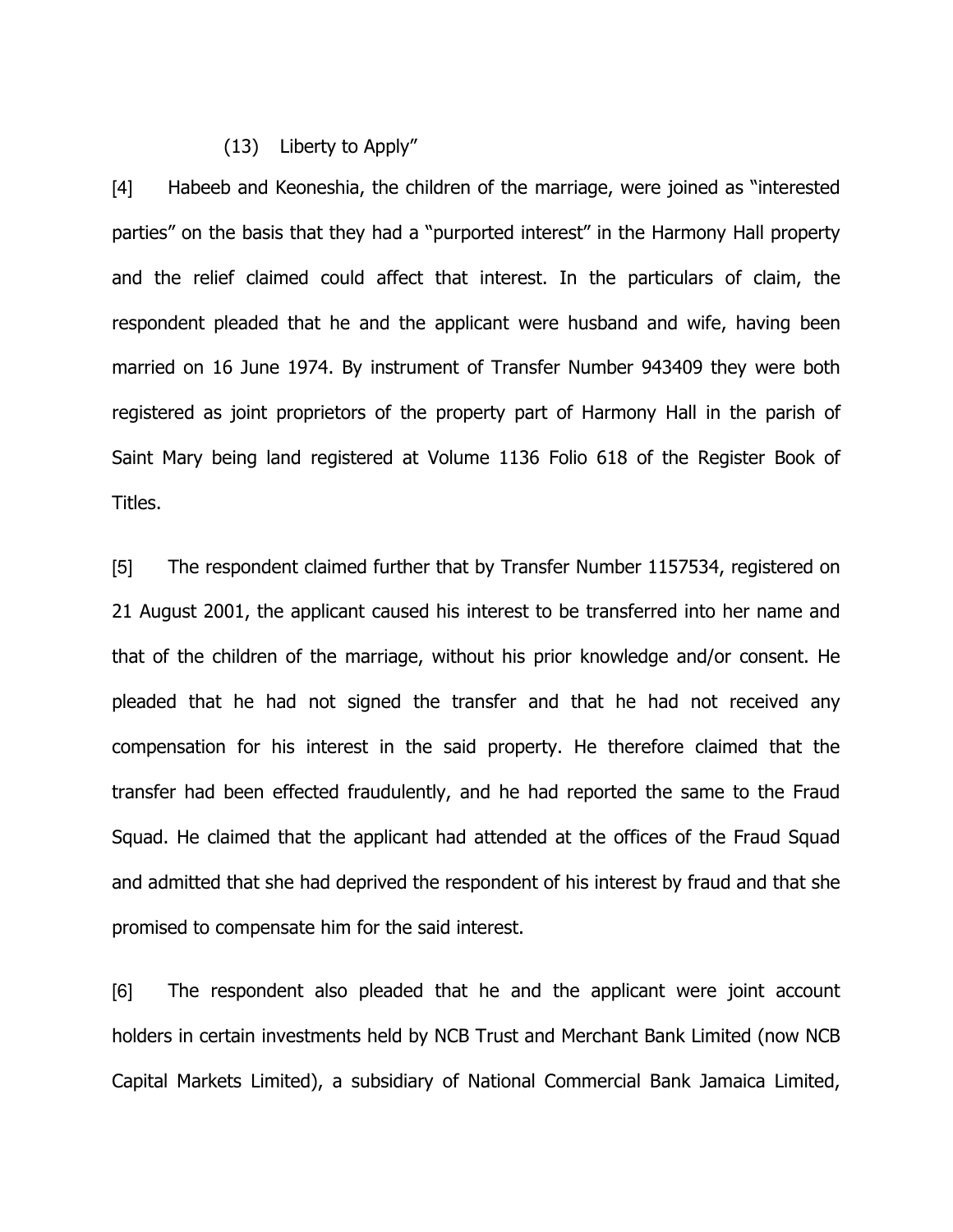(13) Liberty to Apply"

[4] Habeeb and Keoneshia, the children of the marriage, were joined as "interested parties" on the basis that they had a "purported interest" in the Harmony Hall property and the relief claimed could affect that interest. In the particulars of claim, the respondent pleaded that he and the applicant were husband and wife, having been married on 16 June 1974. By instrument of Transfer Number 943409 they were both registered as joint proprietors of the property part of Harmony Hall in the parish of Saint Mary being land registered at Volume 1136 Folio 618 of the Register Book of Titles.

[5] The respondent claimed further that by Transfer Number 1157534, registered on 21 August 2001, the applicant caused his interest to be transferred into her name and that of the children of the marriage, without his prior knowledge and/or consent. He pleaded that he had not signed the transfer and that he had not received any compensation for his interest in the said property. He therefore claimed that the transfer had been effected fraudulently, and he had reported the same to the Fraud Squad. He claimed that the applicant had attended at the offices of the Fraud Squad and admitted that she had deprived the respondent of his interest by fraud and that she promised to compensate him for the said interest.

[6] The respondent also pleaded that he and the applicant were joint account holders in certain investments held by NCB Trust and Merchant Bank Limited (now NCB Capital Markets Limited), a subsidiary of National Commercial Bank Jamaica Limited,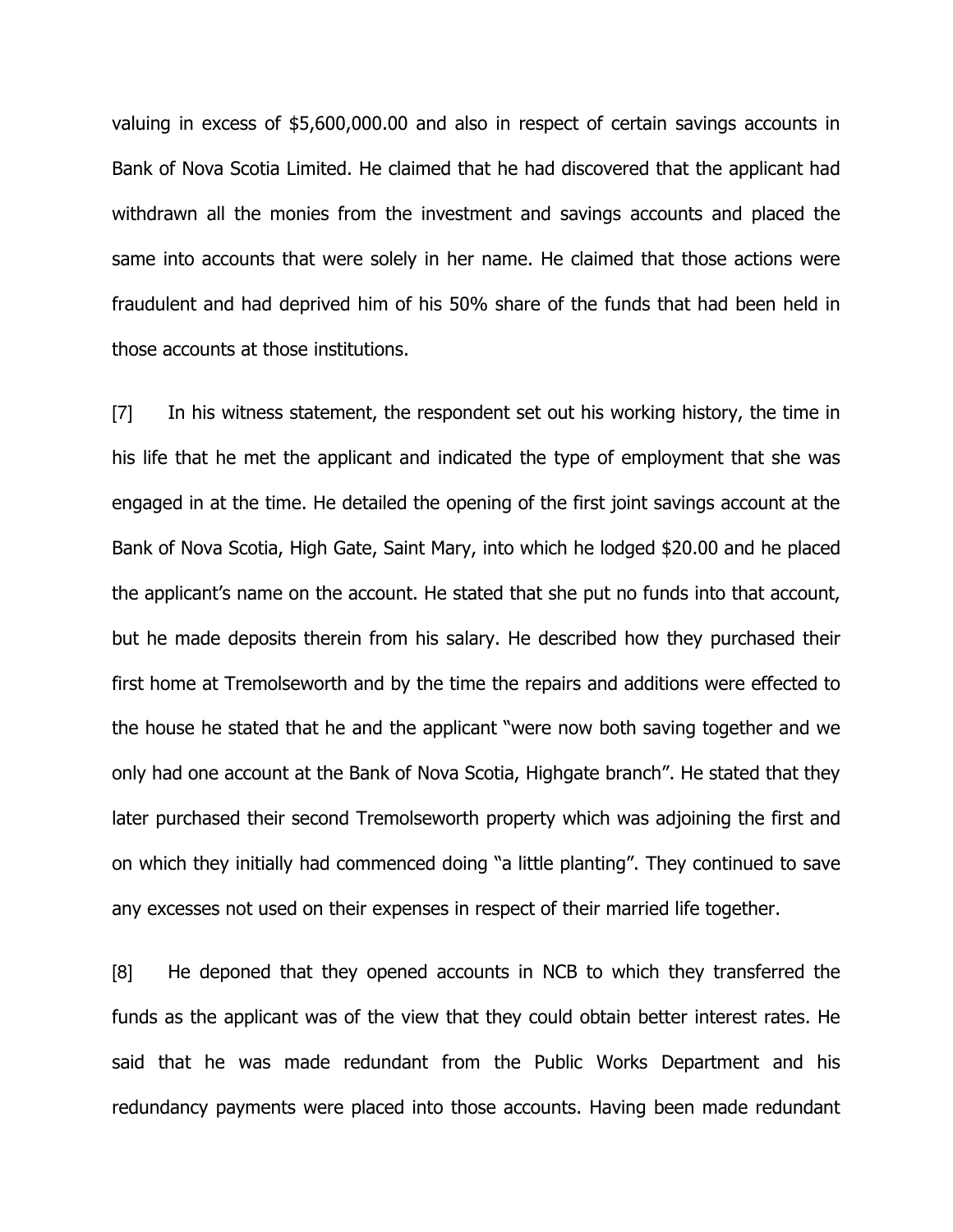valuing in excess of $5,600,000.00 and also in respect of certain savings accounts in Bank of Nova Scotia Limited. He claimed that he had discovered that the applicant had withdrawn all the monies from the investment and savings accounts and placed the same into accounts that were solely in her name. He claimed that those actions were fraudulent and had deprived him of his 50% share of the funds that had been held in those accounts at those institutions.

[7] In his witness statement, the respondent set out his working history, the time in his life that he met the applicant and indicated the type of employment that she was engaged in at the time. He detailed the opening of the first joint savings account at the Bank of Nova Scotia, High Gate, Saint Mary, into which he lodged $20.00 and he placed the applicant's name on the account. He stated that she put no funds into that account, but he made deposits therein from his salary. He described how they purchased their first home at Tremolseworth and by the time the repairs and additions were effected to the house he stated that he and the applicant "were now both saving together and we only had one account at the Bank of Nova Scotia, Highgate branch". He stated that they later purchased their second Tremolseworth property which was adjoining the first and on which they initially had commenced doing "a little planting". They continued to save any excesses not used on their expenses in respect of their married life together.

[8] He deponed that they opened accounts in NCB to which they transferred the funds as the applicant was of the view that they could obtain better interest rates. He said that he was made redundant from the Public Works Department and his redundancy payments were placed into those accounts. Having been made redundant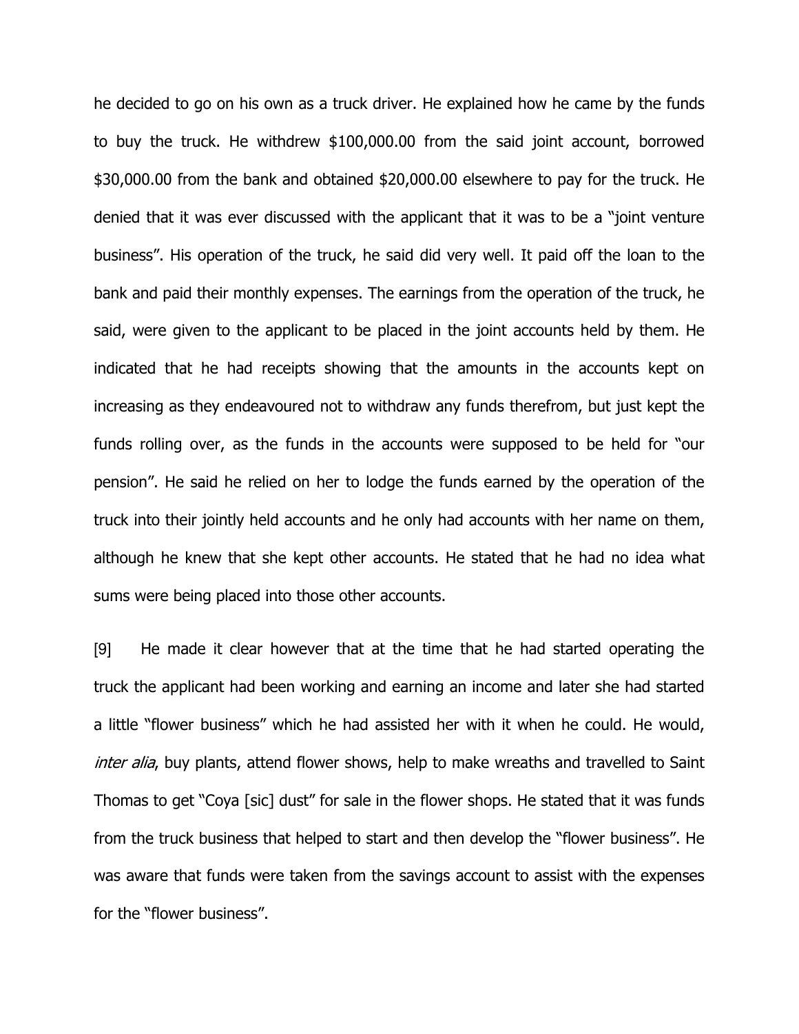he decided to go on his own as a truck driver. He explained how he came by the funds to buy the truck. He withdrew $100,000.00 from the said joint account, borrowed $30,000.00 from the bank and obtained $20,000.00 elsewhere to pay for the truck. He denied that it was ever discussed with the applicant that it was to be a "joint venture business". His operation of the truck, he said did very well. It paid off the loan to the bank and paid their monthly expenses. The earnings from the operation of the truck, he said, were given to the applicant to be placed in the joint accounts held by them. He indicated that he had receipts showing that the amounts in the accounts kept on increasing as they endeavoured not to withdraw any funds therefrom, but just kept the funds rolling over, as the funds in the accounts were supposed to be held for "our pension". He said he relied on her to lodge the funds earned by the operation of the truck into their jointly held accounts and he only had accounts with her name on them, although he knew that she kept other accounts. He stated that he had no idea what sums were being placed into those other accounts.

[9] He made it clear however that at the time that he had started operating the truck the applicant had been working and earning an income and later she had started a little "flower business" which he had assisted her with it when he could. He would, *inter alia*, buy plants, attend flower shows, help to make wreaths and travelled to Saint Thomas to get "Coya [sic] dust" for sale in the flower shops. He stated that it was funds from the truck business that helped to start and then develop the "flower business". He was aware that funds were taken from the savings account to assist with the expenses for the "flower business".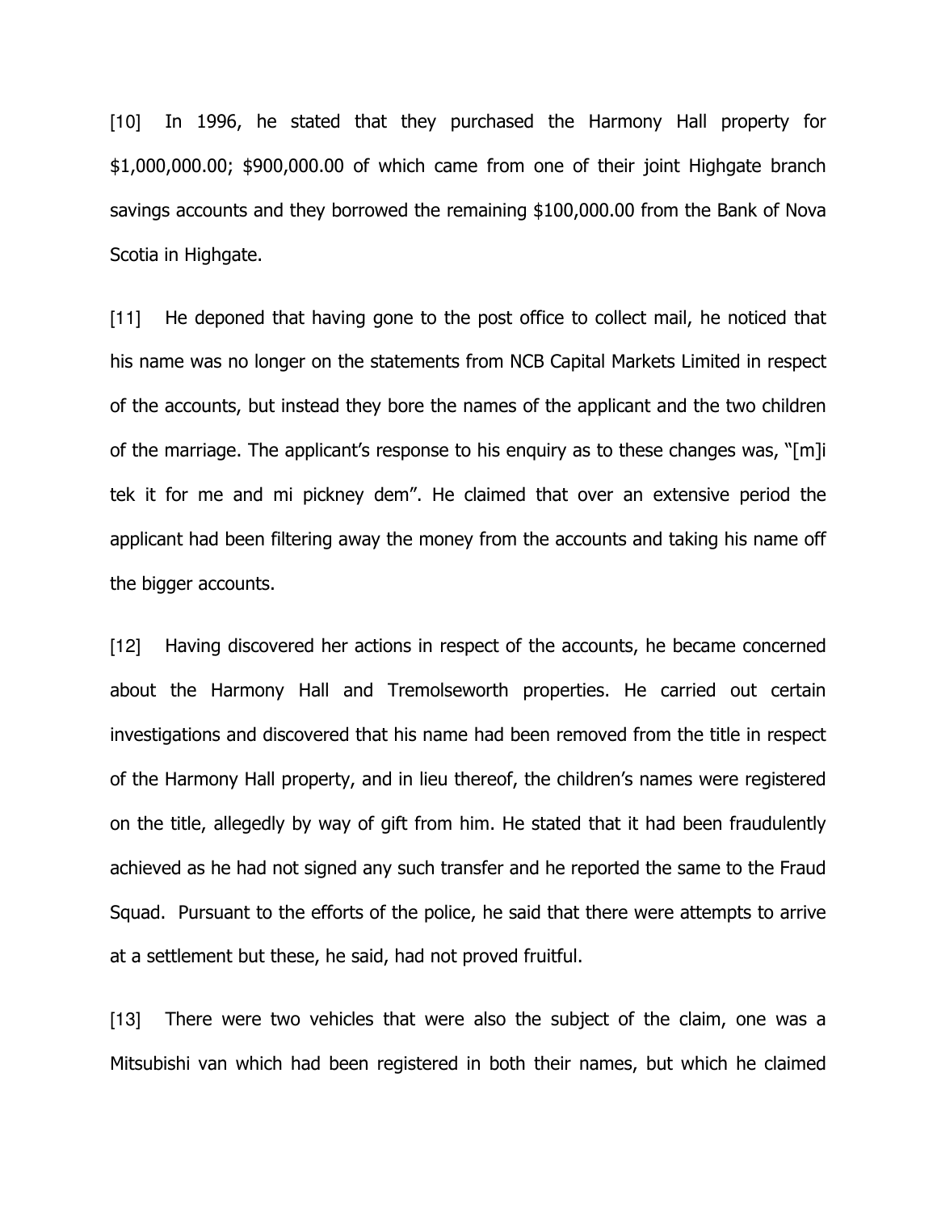[10] In 1996, he stated that they purchased the Harmony Hall property for $1,000,000.00; $900,000.00 of which came from one of their joint Highgate branch savings accounts and they borrowed the remaining $100,000.00 from the Bank of Nova Scotia in Highgate.

[11] He deponed that having gone to the post office to collect mail, he noticed that his name was no longer on the statements from NCB Capital Markets Limited in respect of the accounts, but instead they bore the names of the applicant and the two children of the marriage. The applicant's response to his enquiry as to these changes was, "[m]i tek it for me and mi pickney dem". He claimed that over an extensive period the applicant had been filtering away the money from the accounts and taking his name off the bigger accounts.

[12] Having discovered her actions in respect of the accounts, he became concerned about the Harmony Hall and Tremolseworth properties. He carried out certain investigations and discovered that his name had been removed from the title in respect of the Harmony Hall property, and in lieu thereof, the children's names were registered on the title, allegedly by way of gift from him. He stated that it had been fraudulently achieved as he had not signed any such transfer and he reported the same to the Fraud Squad. Pursuant to the efforts of the police, he said that there were attempts to arrive at a settlement but these, he said, had not proved fruitful.

[13] There were two vehicles that were also the subject of the claim, one was a Mitsubishi van which had been registered in both their names, but which he claimed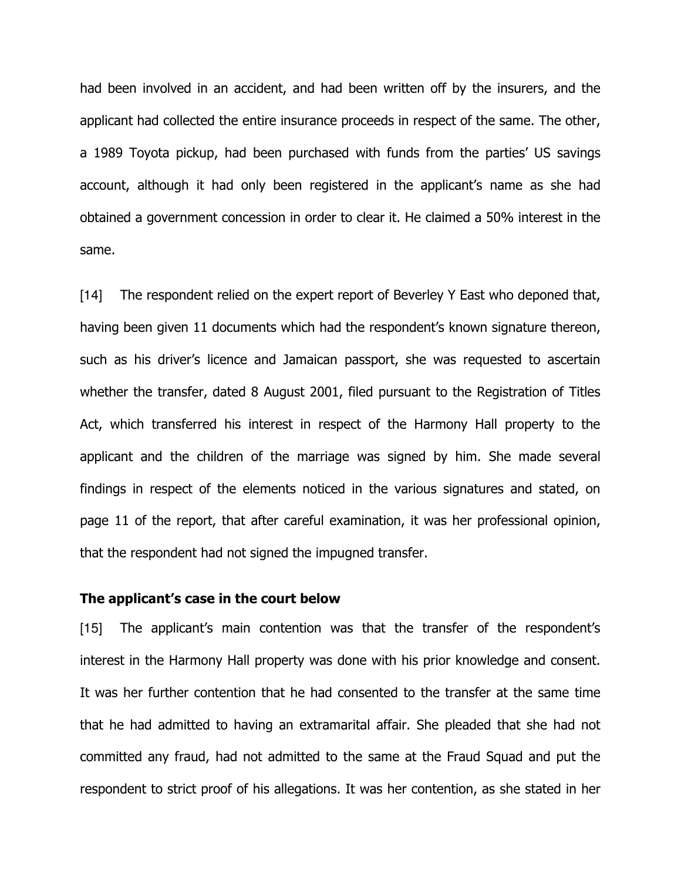had been involved in an accident, and had been written off by the insurers, and the applicant had collected the entire insurance proceeds in respect of the same. The other, a 1989 Toyota pickup, had been purchased with funds from the parties' US savings account, although it had only been registered in the applicant's name as she had obtained a government concession in order to clear it. He claimed a 50% interest in the same.

[14] The respondent relied on the expert report of Beverley Y East who deponed that, having been given 11 documents which had the respondent's known signature thereon, such as his driver's licence and Jamaican passport, she was requested to ascertain whether the transfer, dated 8 August 2001, filed pursuant to the Registration of Titles Act, which transferred his interest in respect of the Harmony Hall property to the applicant and the children of the marriage was signed by him. She made several findings in respect of the elements noticed in the various signatures and stated, on page 11 of the report, that after careful examination, it was her professional opinion, that the respondent had not signed the impugned transfer.

**The applicant's case in the court below**

[15] The applicant's main contention was that the transfer of the respondent's interest in the Harmony Hall property was done with his prior knowledge and consent. It was her further contention that he had consented to the transfer at the same time that he had admitted to having an extramarital affair. She pleaded that she had not committed any fraud, had not admitted to the same at the Fraud Squad and put the respondent to strict proof of his allegations. It was her contention, as she stated in her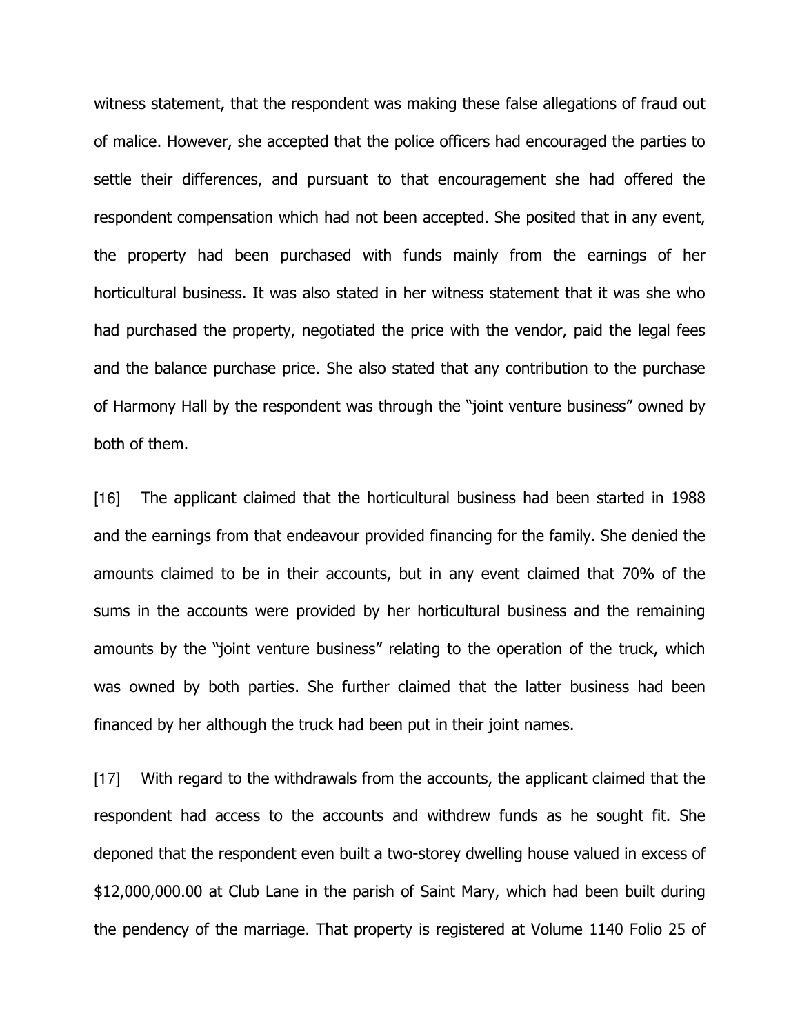witness statement, that the respondent was making these false allegations of fraud out of malice. However, she accepted that the police officers had encouraged the parties to settle their differences, and pursuant to that encouragement she had offered the respondent compensation which had not been accepted. She posited that in any event, the property had been purchased with funds mainly from the earnings of her horticultural business. It was also stated in her witness statement that it was she who had purchased the property, negotiated the price with the vendor, paid the legal fees and the balance purchase price. She also stated that any contribution to the purchase of Harmony Hall by the respondent was through the "joint venture business" owned by both of them.

[16] The applicant claimed that the horticultural business had been started in 1988 and the earnings from that endeavour provided financing for the family. She denied the amounts claimed to be in their accounts, but in any event claimed that 70% of the sums in the accounts were provided by her horticultural business and the remaining amounts by the "joint venture business" relating to the operation of the truck, which was owned by both parties. She further claimed that the latter business had been financed by her although the truck had been put in their joint names.

[17] With regard to the withdrawals from the accounts, the applicant claimed that the respondent had access to the accounts and withdrew funds as he sought fit. She deponed that the respondent even built a two-storey dwelling house valued in excess of $12,000,000.00 at Club Lane in the parish of Saint Mary, which had been built during the pendency of the marriage. That property is registered at Volume 1140 Folio 25 of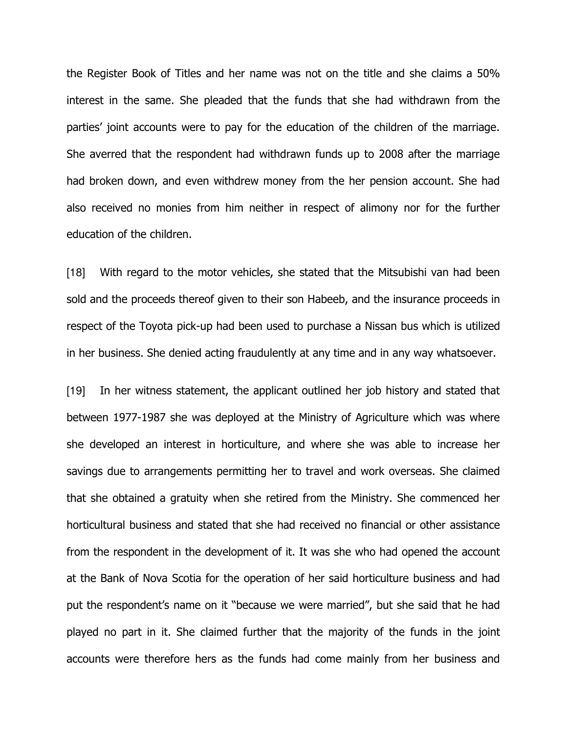the Register Book of Titles and her name was not on the title and she claims a 50% interest in the same. She pleaded that the funds that she had withdrawn from the parties' joint accounts were to pay for the education of the children of the marriage. She averred that the respondent had withdrawn funds up to 2008 after the marriage had broken down, and even withdrew money from the her pension account. She had also received no monies from him neither in respect of alimony nor for the further education of the children.

[18] With regard to the motor vehicles, she stated that the Mitsubishi van had been sold and the proceeds thereof given to their son Habeeb, and the insurance proceeds in respect of the Toyota pick-up had been used to purchase a Nissan bus which is utilized in her business. She denied acting fraudulently at any time and in any way whatsoever.

[19] In her witness statement, the applicant outlined her job history and stated that between 1977-1987 she was deployed at the Ministry of Agriculture which was where she developed an interest in horticulture, and where she was able to increase her savings due to arrangements permitting her to travel and work overseas. She claimed that she obtained a gratuity when she retired from the Ministry. She commenced her horticultural business and stated that she had received no financial or other assistance from the respondent in the development of it. It was she who had opened the account at the Bank of Nova Scotia for the operation of her said horticulture business and had put the respondent's name on it "because we were married", but she said that he had played no part in it. She claimed further that the majority of the funds in the joint accounts were therefore hers as the funds had come mainly from her business and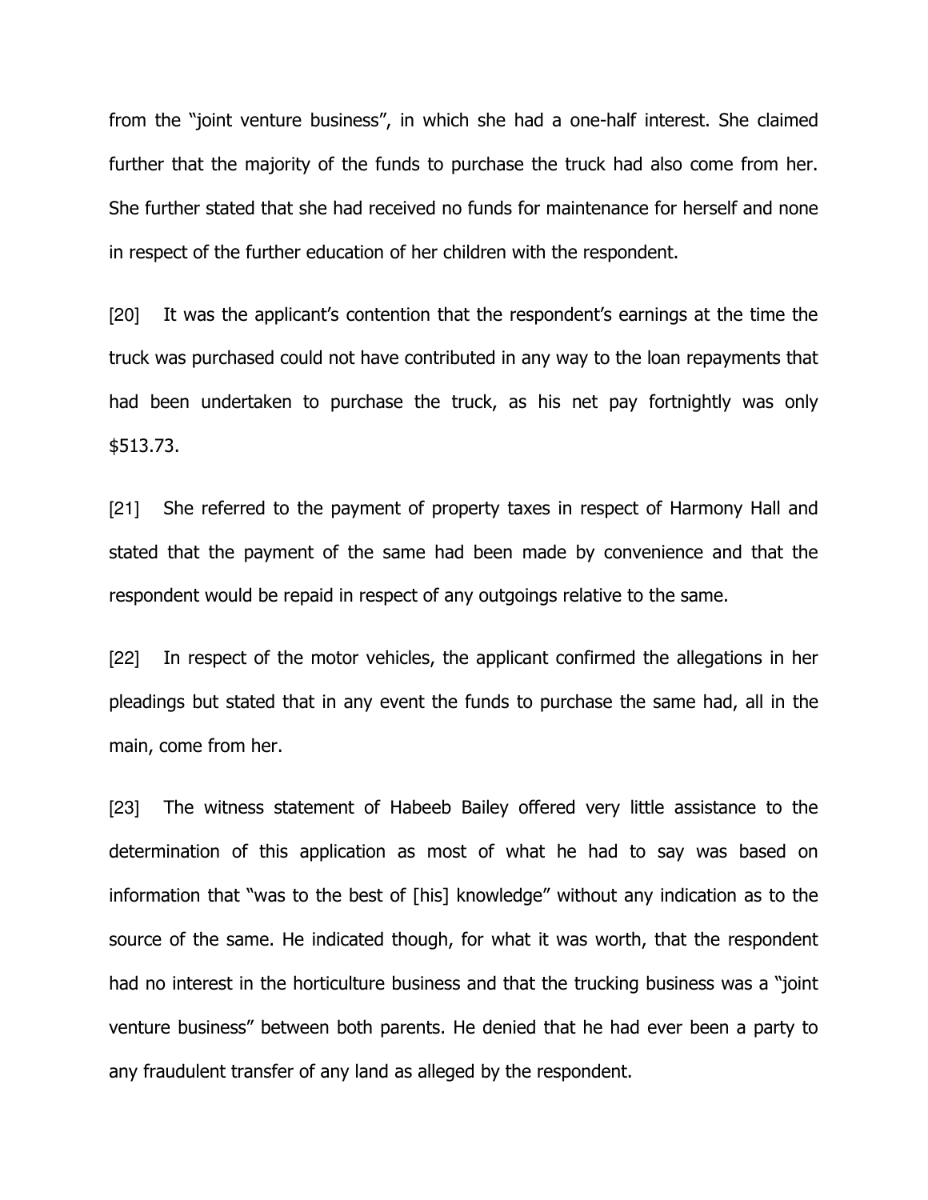from the "joint venture business", in which she had a one-half interest. She claimed further that the majority of the funds to purchase the truck had also come from her. She further stated that she had received no funds for maintenance for herself and none in respect of the further education of her children with the respondent.

[20] It was the applicant's contention that the respondent's earnings at the time the truck was purchased could not have contributed in any way to the loan repayments that had been undertaken to purchase the truck, as his net pay fortnightly was only $513.73.

[21] She referred to the payment of property taxes in respect of Harmony Hall and stated that the payment of the same had been made by convenience and that the respondent would be repaid in respect of any outgoings relative to the same.

[22] In respect of the motor vehicles, the applicant confirmed the allegations in her pleadings but stated that in any event the funds to purchase the same had, all in the main, come from her.

[23] The witness statement of Habeeb Bailey offered very little assistance to the determination of this application as most of what he had to say was based on information that "was to the best of [his] knowledge" without any indication as to the source of the same. He indicated though, for what it was worth, that the respondent had no interest in the horticulture business and that the trucking business was a "joint venture business" between both parents. He denied that he had ever been a party to any fraudulent transfer of any land as alleged by the respondent.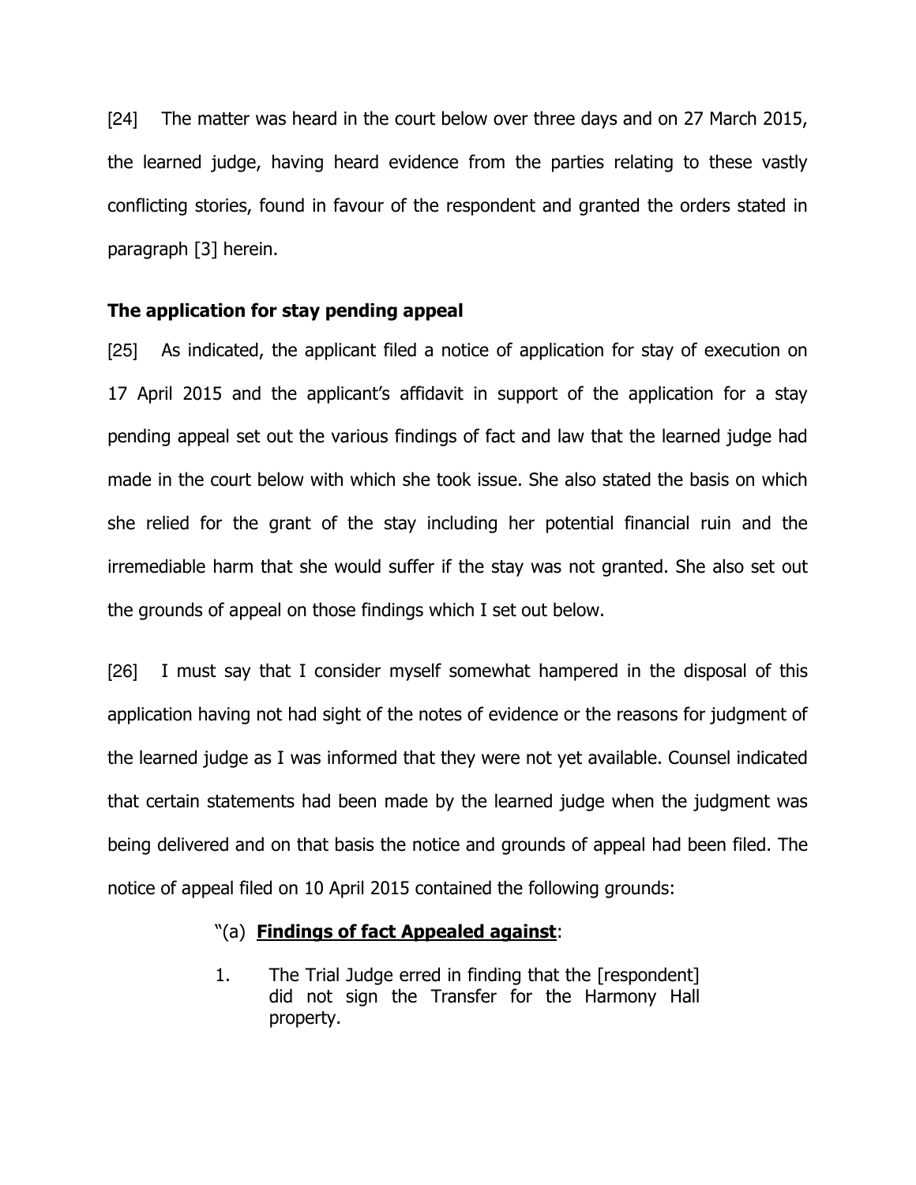[24] The matter was heard in the court below over three days and on 27 March 2015, the learned judge, having heard evidence from the parties relating to these vastly conflicting stories, found in favour of the respondent and granted the orders stated in paragraph [3] herein.

**The application for stay pending appeal**

[25] As indicated, the applicant filed a notice of application for stay of execution on 17 April 2015 and the applicant's affidavit in support of the application for a stay pending appeal set out the various findings of fact and law that the learned judge had made in the court below with which she took issue. She also stated the basis on which she relied for the grant of the stay including her potential financial ruin and the irremediable harm that she would suffer if the stay was not granted. She also set out the grounds of appeal on those findings which I set out below.

[26] I must say that I consider myself somewhat hampered in the disposal of this application having not had sight of the notes of evidence or the reasons for judgment of the learned judge as I was informed that they were not yet available. Counsel indicated that certain statements had been made by the learned judge when the judgment was being delivered and on that basis the notice and grounds of appeal had been filed. The notice of appeal filed on 10 April 2015 contained the following grounds:

> "(a) **Findings of fact Appealed against**:
>
> 1. The Trial Judge erred in finding that the [respondent] did not sign the Transfer for the Harmony Hall property.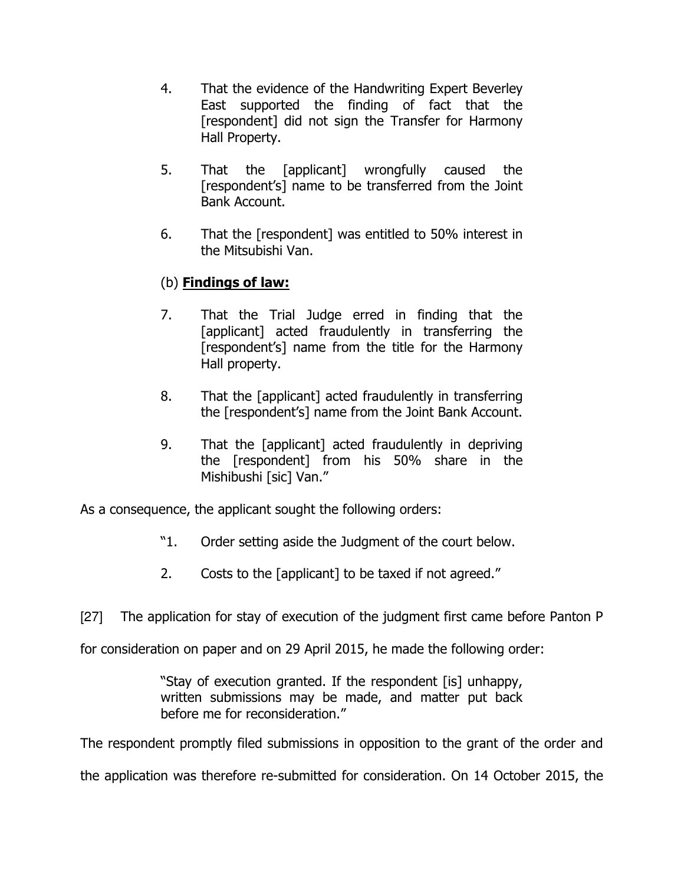4. That the evidence of the Handwriting Expert Beverley East supported the finding of fact that the [respondent] did not sign the Transfer for Harmony Hall Property.

5. That the [applicant] wrongfully caused the [respondent's] name to be transferred from the Joint Bank Account.

6. That the [respondent] was entitled to 50% interest in the Mitsubishi Van.

(b) **<u>Findings of law:</u>**

7. That the Trial Judge erred in finding that the [applicant] acted fraudulently in transferring the [respondent's] name from the title for the Harmony Hall property.

8. That the [applicant] acted fraudulently in transferring the [respondent's] name from the Joint Bank Account.

9. That the [applicant] acted fraudulently in depriving the [respondent] from his 50% share in the Mishibushi [sic] Van."

As a consequence, the applicant sought the following orders:

> "1. Order setting aside the Judgment of the court below.
>
> 2. Costs to the [applicant] to be taxed if not agreed."

[27] The application for stay of execution of the judgment first came before Panton P for consideration on paper and on 29 April 2015, he made the following order:

> "Stay of execution granted. If the respondent [is] unhappy, written submissions may be made, and matter put back before me for reconsideration."

The respondent promptly filed submissions in opposition to the grant of the order and the application was therefore re-submitted for consideration. On 14 October 2015, the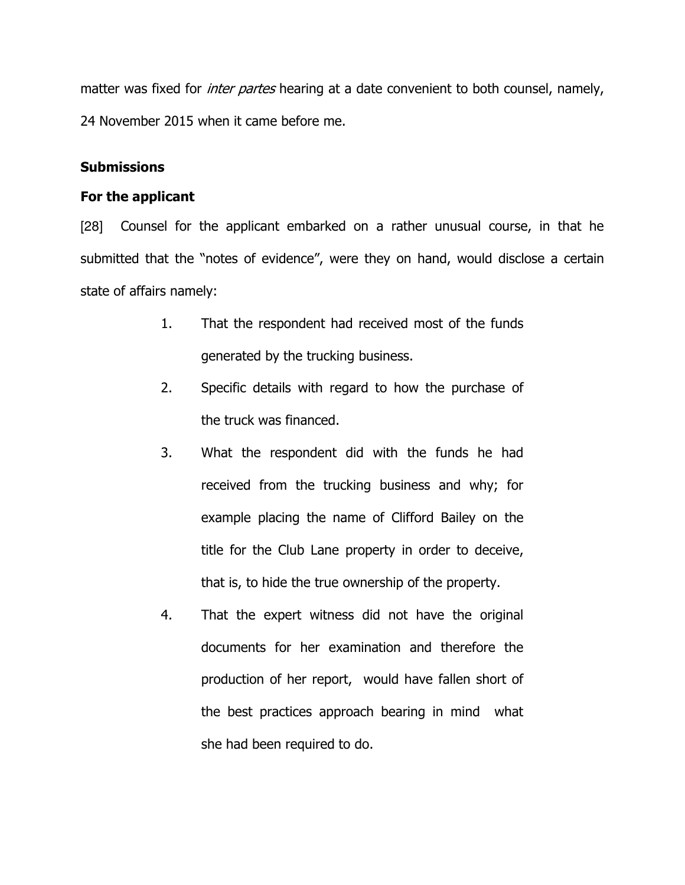matter was fixed for *inter partes* hearing at a date convenient to both counsel, namely, 24 November 2015 when it came before me.

**Submissions**

**For the applicant**

[28] Counsel for the applicant embarked on a rather unusual course, in that he submitted that the "notes of evidence", were they on hand, would disclose a certain state of affairs namely:

1. That the respondent had received most of the funds generated by the trucking business.
2. Specific details with regard to how the purchase of the truck was financed.
3. What the respondent did with the funds he had received from the trucking business and why; for example placing the name of Clifford Bailey on the title for the Club Lane property in order to deceive, that is, to hide the true ownership of the property.
4. That the expert witness did not have the original documents for her examination and therefore the production of her report, would have fallen short of the best practices approach bearing in mind what she had been required to do.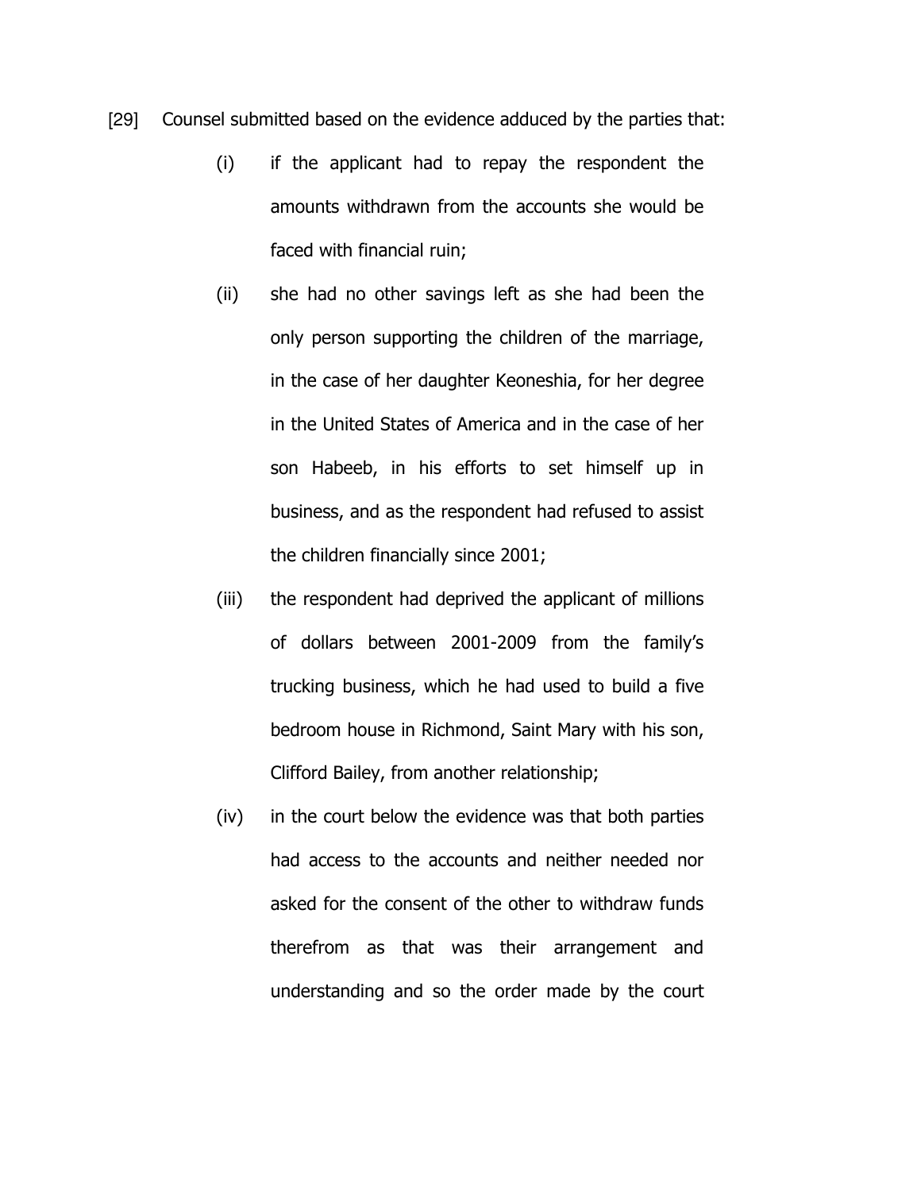[29] Counsel submitted based on the evidence adduced by the parties that:

(i) if the applicant had to repay the respondent the amounts withdrawn from the accounts she would be faced with financial ruin;

(ii) she had no other savings left as she had been the only person supporting the children of the marriage, in the case of her daughter Keoneshia, for her degree in the United States of America and in the case of her son Habeeb, in his efforts to set himself up in business, and as the respondent had refused to assist the children financially since 2001;

(iii) the respondent had deprived the applicant of millions of dollars between 2001-2009 from the family's trucking business, which he had used to build a five bedroom house in Richmond, Saint Mary with his son, Clifford Bailey, from another relationship;

(iv) in the court below the evidence was that both parties had access to the accounts and neither needed nor asked for the consent of the other to withdraw funds therefrom as that was their arrangement and understanding and so the order made by the court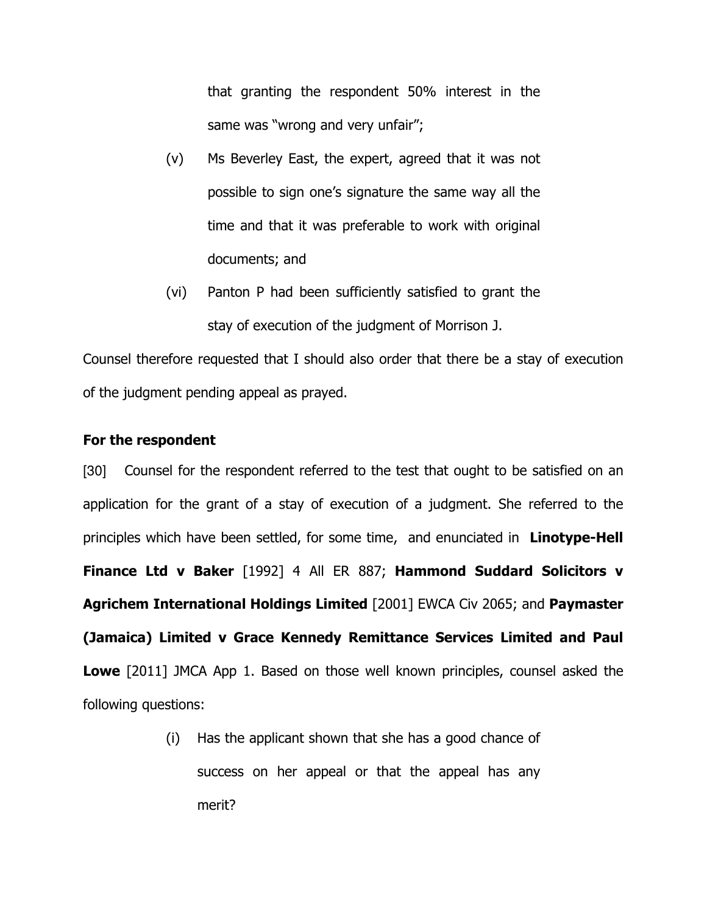that granting the respondent 50% interest in the same was "wrong and very unfair";

(v) Ms Beverley East, the expert, agreed that it was not possible to sign one's signature the same way all the time and that it was preferable to work with original documents; and

(vi) Panton P had been sufficiently satisfied to grant the stay of execution of the judgment of Morrison J.

Counsel therefore requested that I should also order that there be a stay of execution of the judgment pending appeal as prayed.

**For the respondent**

[30] Counsel for the respondent referred to the test that ought to be satisfied on an application for the grant of a stay of execution of a judgment. She referred to the principles which have been settled, for some time, and enunciated in **Linotype-Hell Finance Ltd v Baker** [1992] 4 All ER 887; **Hammond Suddard Solicitors v Agrichem International Holdings Limited** [2001] EWCA Civ 2065; and **Paymaster (Jamaica) Limited v Grace Kennedy Remittance Services Limited and Paul Lowe** [2011] JMCA App 1. Based on those well known principles, counsel asked the following questions:

(i) Has the applicant shown that she has a good chance of success on her appeal or that the appeal has any merit?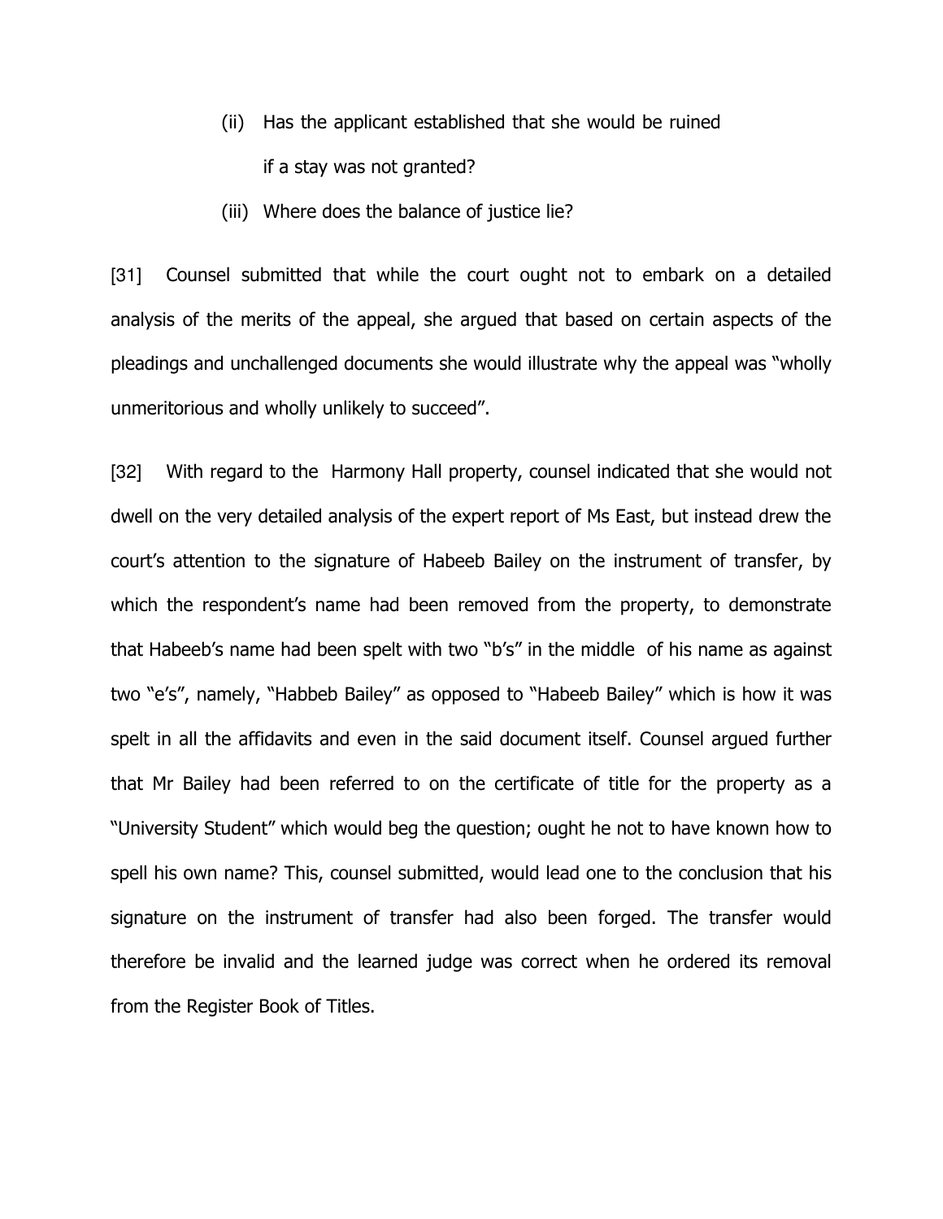(ii) Has the applicant established that she would be ruined if a stay was not granted?

(iii) Where does the balance of justice lie?

[31] Counsel submitted that while the court ought not to embark on a detailed analysis of the merits of the appeal, she argued that based on certain aspects of the pleadings and unchallenged documents she would illustrate why the appeal was "wholly unmeritorious and wholly unlikely to succeed".

[32] With regard to the Harmony Hall property, counsel indicated that she would not dwell on the very detailed analysis of the expert report of Ms East, but instead drew the court's attention to the signature of Habeeb Bailey on the instrument of transfer, by which the respondent's name had been removed from the property, to demonstrate that Habeeb's name had been spelt with two "b's" in the middle of his name as against two "e's", namely, "Habbeb Bailey" as opposed to "Habeeb Bailey" which is how it was spelt in all the affidavits and even in the said document itself. Counsel argued further that Mr Bailey had been referred to on the certificate of title for the property as a "University Student" which would beg the question; ought he not to have known how to spell his own name? This, counsel submitted, would lead one to the conclusion that his signature on the instrument of transfer had also been forged. The transfer would therefore be invalid and the learned judge was correct when he ordered its removal from the Register Book of Titles.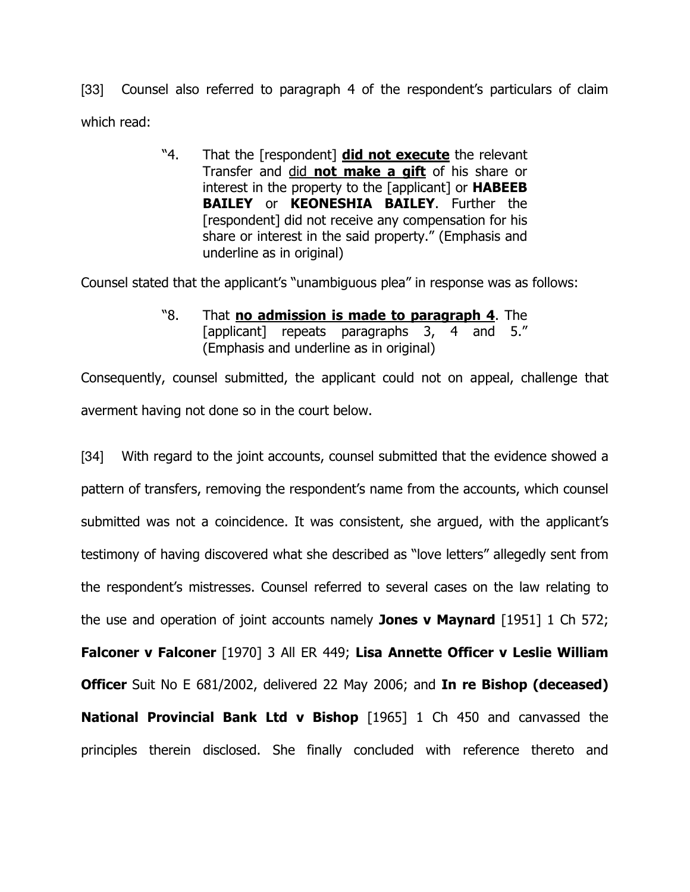[33] Counsel also referred to paragraph 4 of the respondent's particulars of claim which read:

> "4. That the [respondent] <u>**did not execute**</u> the relevant Transfer and <u>did **not make a gift**</u> of his share or interest in the property to the [applicant] or **HABEEB BAILEY** or **KEONESHIA BAILEY**. Further the [respondent] did not receive any compensation for his share or interest in the said property." (Emphasis and underline as in original)

Counsel stated that the applicant's "unambiguous plea" in response was as follows:

> "8. That <u>**no admission is made to paragraph 4**</u>. The [applicant] repeats paragraphs 3, 4 and 5." (Emphasis and underline as in original)

Consequently, counsel submitted, the applicant could not on appeal, challenge that averment having not done so in the court below.

[34] With regard to the joint accounts, counsel submitted that the evidence showed a pattern of transfers, removing the respondent's name from the accounts, which counsel submitted was not a coincidence. It was consistent, she argued, with the applicant's testimony of having discovered what she described as "love letters" allegedly sent from the respondent's mistresses. Counsel referred to several cases on the law relating to the use and operation of joint accounts namely **Jones v Maynard** [1951] 1 Ch 572; **Falconer v Falconer** [1970] 3 All ER 449; **Lisa Annette Officer v Leslie William Officer** Suit No E 681/2002, delivered 22 May 2006; and **In re Bishop (deceased) National Provincial Bank Ltd v Bishop** [1965] 1 Ch 450 and canvassed the principles therein disclosed. She finally concluded with reference thereto and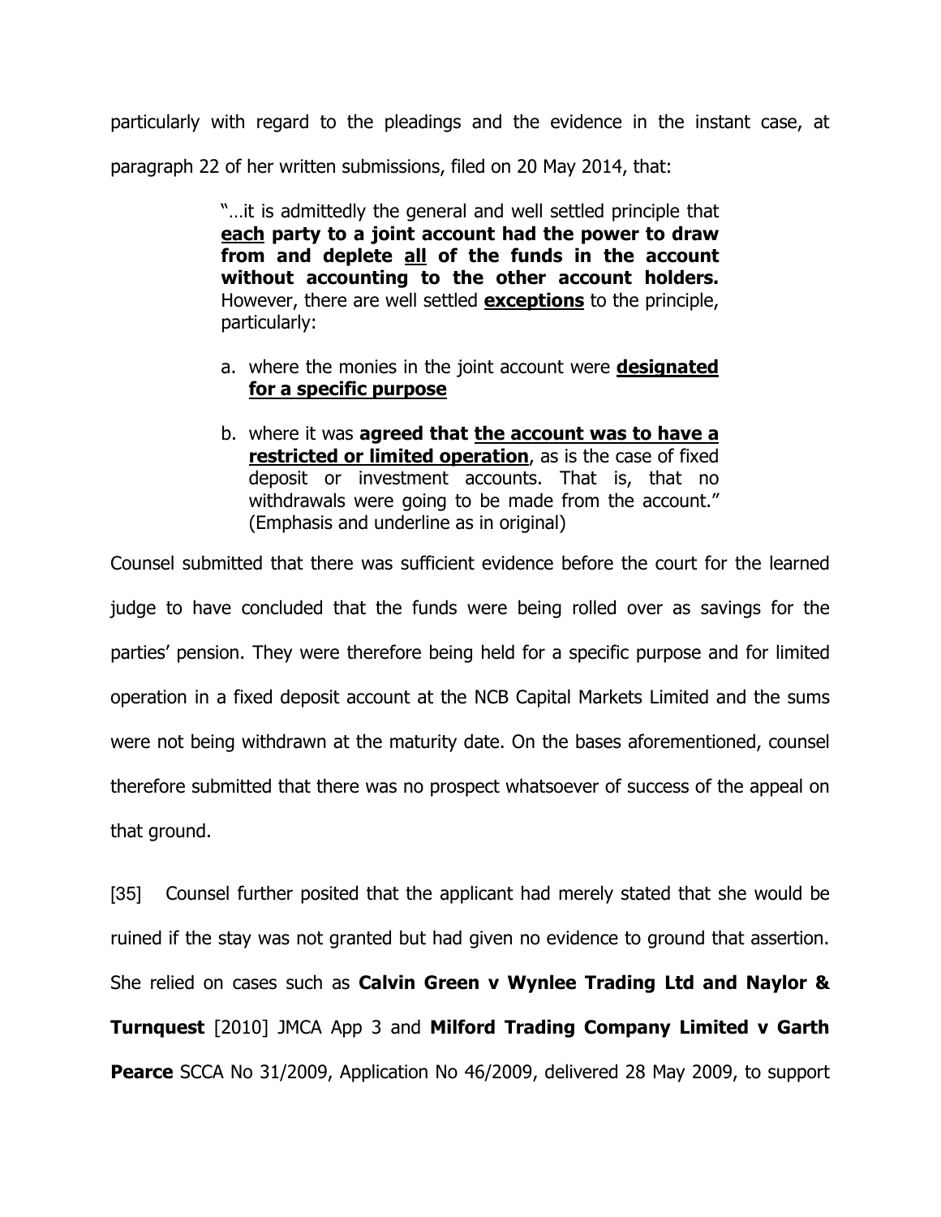particularly with regard to the pleadings and the evidence in the instant case, at paragraph 22 of her written submissions, filed on 20 May 2014, that:

> "…it is admittedly the general and well settled principle that **<u>each</u> party to a joint account had the power to draw from and deplete <u>all</u> of the funds in the account without accounting to the other account holders.** However, there are well settled **<u>exceptions</u>** to the principle, particularly:
>
> a. where the monies in the joint account were **<u>designated for a specific purpose</u>**
>
> b. where it was **agreed that <u>the account was to have a restricted or limited operation</u>**, as is the case of fixed deposit or investment accounts. That is, that no withdrawals were going to be made from the account." (Emphasis and underline as in original)

Counsel submitted that there was sufficient evidence before the court for the learned judge to have concluded that the funds were being rolled over as savings for the parties' pension. They were therefore being held for a specific purpose and for limited operation in a fixed deposit account at the NCB Capital Markets Limited and the sums were not being withdrawn at the maturity date. On the bases aforementioned, counsel therefore submitted that there was no prospect whatsoever of success of the appeal on that ground.

[35] Counsel further posited that the applicant had merely stated that she would be ruined if the stay was not granted but had given no evidence to ground that assertion. She relied on cases such as **Calvin Green v Wynlee Trading Ltd and Naylor & Turnquest** [2010] JMCA App 3 and **Milford Trading Company Limited v Garth Pearce** SCCA No 31/2009, Application No 46/2009, delivered 28 May 2009, to support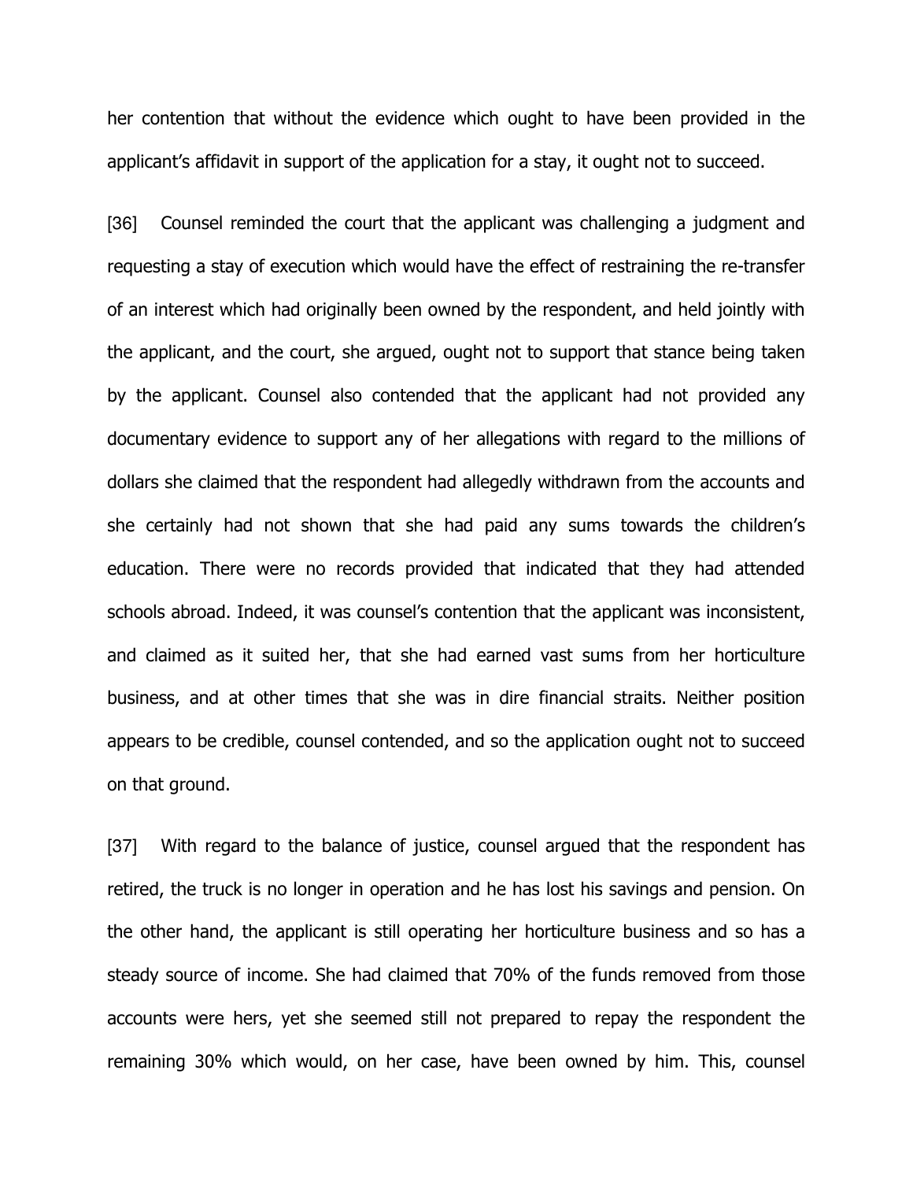her contention that without the evidence which ought to have been provided in the applicant's affidavit in support of the application for a stay, it ought not to succeed.

[36] Counsel reminded the court that the applicant was challenging a judgment and requesting a stay of execution which would have the effect of restraining the re-transfer of an interest which had originally been owned by the respondent, and held jointly with the applicant, and the court, she argued, ought not to support that stance being taken by the applicant. Counsel also contended that the applicant had not provided any documentary evidence to support any of her allegations with regard to the millions of dollars she claimed that the respondent had allegedly withdrawn from the accounts and she certainly had not shown that she had paid any sums towards the children's education. There were no records provided that indicated that they had attended schools abroad. Indeed, it was counsel's contention that the applicant was inconsistent, and claimed as it suited her, that she had earned vast sums from her horticulture business, and at other times that she was in dire financial straits. Neither position appears to be credible, counsel contended, and so the application ought not to succeed on that ground.

[37] With regard to the balance of justice, counsel argued that the respondent has retired, the truck is no longer in operation and he has lost his savings and pension. On the other hand, the applicant is still operating her horticulture business and so has a steady source of income. She had claimed that 70% of the funds removed from those accounts were hers, yet she seemed still not prepared to repay the respondent the remaining 30% which would, on her case, have been owned by him. This, counsel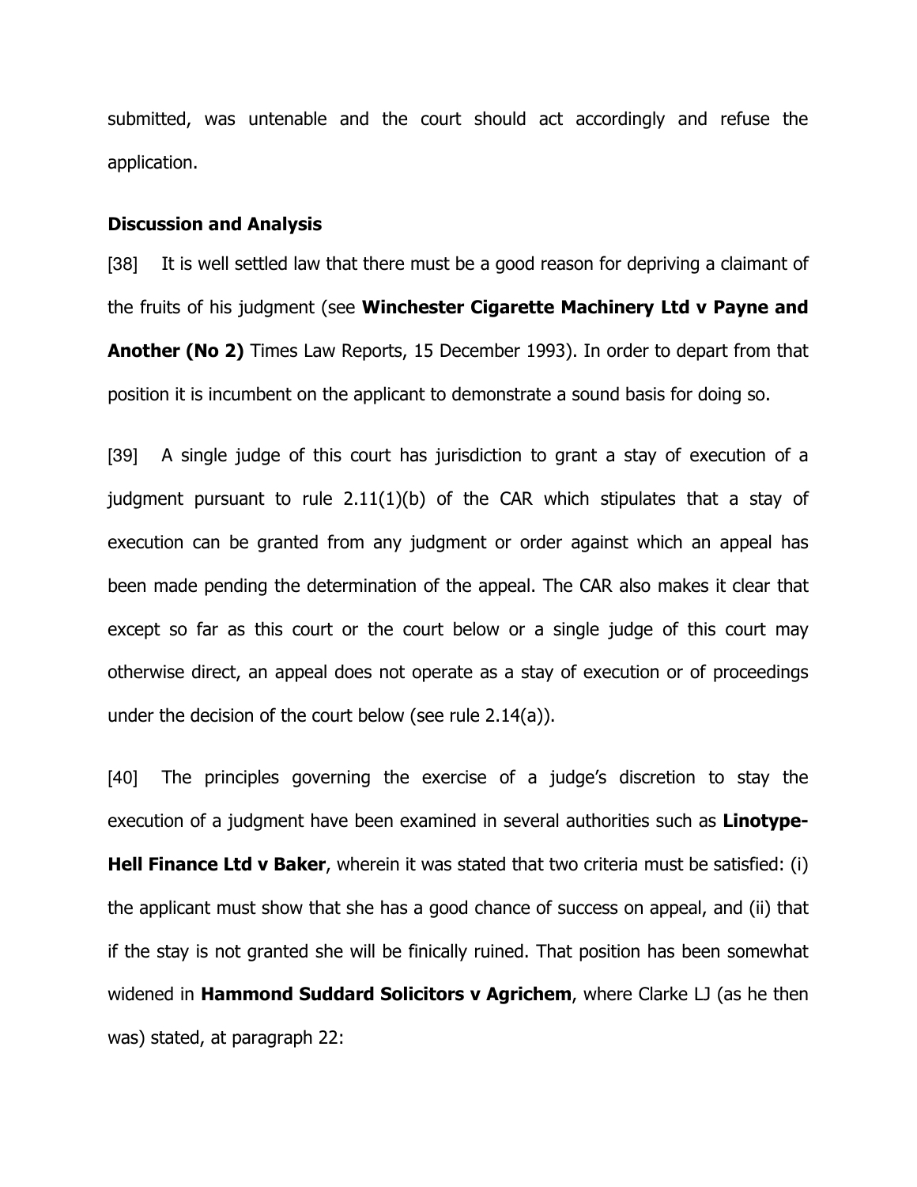submitted, was untenable and the court should act accordingly and refuse the application.

**Discussion and Analysis**

[38] It is well settled law that there must be a good reason for depriving a claimant of the fruits of his judgment (see **Winchester Cigarette Machinery Ltd v Payne and Another (No 2)** Times Law Reports, 15 December 1993). In order to depart from that position it is incumbent on the applicant to demonstrate a sound basis for doing so.

[39] A single judge of this court has jurisdiction to grant a stay of execution of a judgment pursuant to rule 2.11(1)(b) of the CAR which stipulates that a stay of execution can be granted from any judgment or order against which an appeal has been made pending the determination of the appeal. The CAR also makes it clear that except so far as this court or the court below or a single judge of this court may otherwise direct, an appeal does not operate as a stay of execution or of proceedings under the decision of the court below (see rule 2.14(a)).

[40] The principles governing the exercise of a judge's discretion to stay the execution of a judgment have been examined in several authorities such as **Linotype-Hell Finance Ltd v Baker**, wherein it was stated that two criteria must be satisfied: (i) the applicant must show that she has a good chance of success on appeal, and (ii) that if the stay is not granted she will be finically ruined. That position has been somewhat widened in **Hammond Suddard Solicitors v Agrichem**, where Clarke LJ (as he then was) stated, at paragraph 22: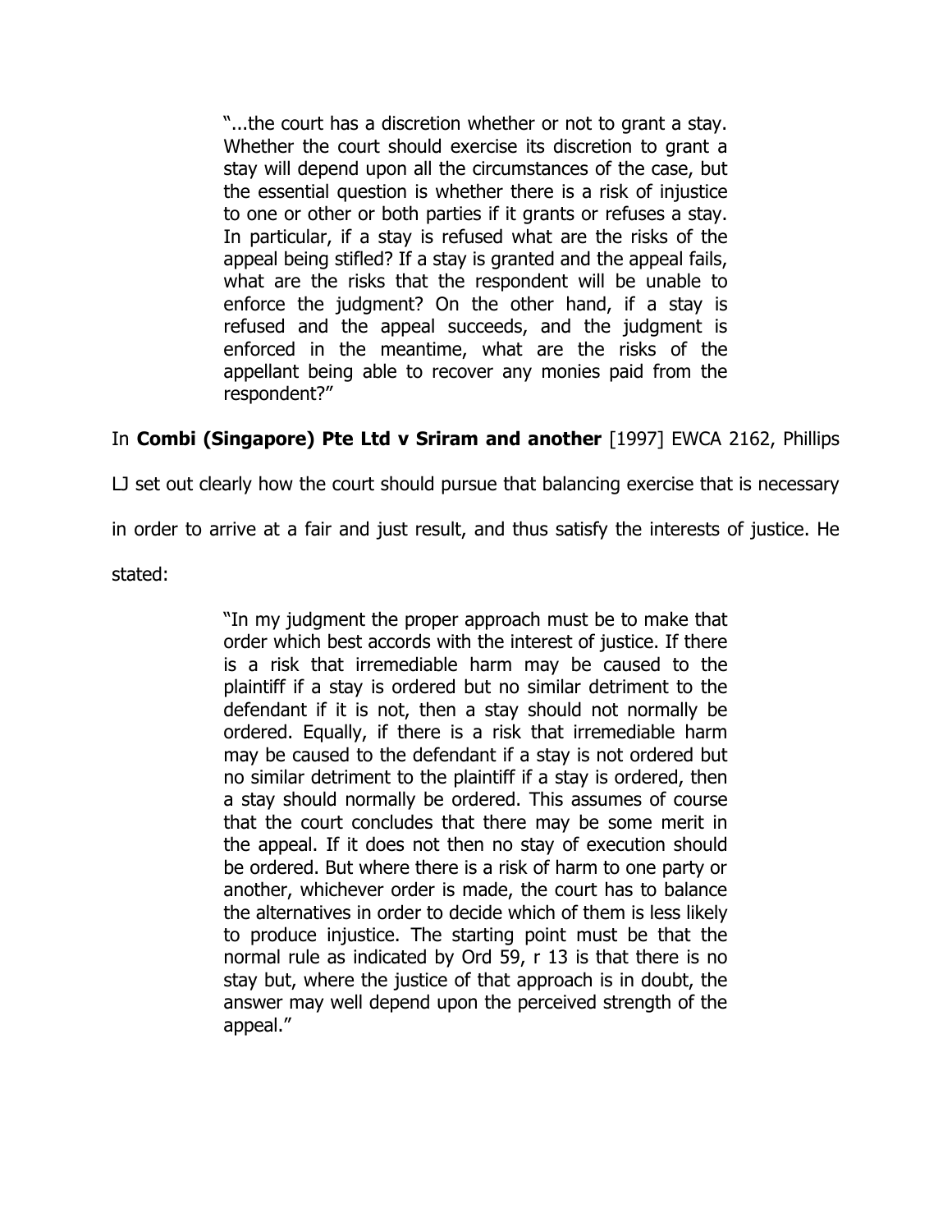> "...the court has a discretion whether or not to grant a stay. Whether the court should exercise its discretion to grant a stay will depend upon all the circumstances of the case, but the essential question is whether there is a risk of injustice to one or other or both parties if it grants or refuses a stay. In particular, if a stay is refused what are the risks of the appeal being stifled? If a stay is granted and the appeal fails, what are the risks that the respondent will be unable to enforce the judgment? On the other hand, if a stay is refused and the appeal succeeds, and the judgment is enforced in the meantime, what are the risks of the appellant being able to recover any monies paid from the respondent?"

In **Combi (Singapore) Pte Ltd v Sriram and another** [1997] EWCA 2162, Phillips LJ set out clearly how the court should pursue that balancing exercise that is necessary in order to arrive at a fair and just result, and thus satisfy the interests of justice. He stated:

> "In my judgment the proper approach must be to make that order which best accords with the interest of justice. If there is a risk that irremediable harm may be caused to the plaintiff if a stay is ordered but no similar detriment to the defendant if it is not, then a stay should not normally be ordered. Equally, if there is a risk that irremediable harm may be caused to the defendant if a stay is not ordered but no similar detriment to the plaintiff if a stay is ordered, then a stay should normally be ordered. This assumes of course that the court concludes that there may be some merit in the appeal. If it does not then no stay of execution should be ordered. But where there is a risk of harm to one party or another, whichever order is made, the court has to balance the alternatives in order to decide which of them is less likely to produce injustice. The starting point must be that the normal rule as indicated by Ord 59, r 13 is that there is no stay but, where the justice of that approach is in doubt, the answer may well depend upon the perceived strength of the appeal."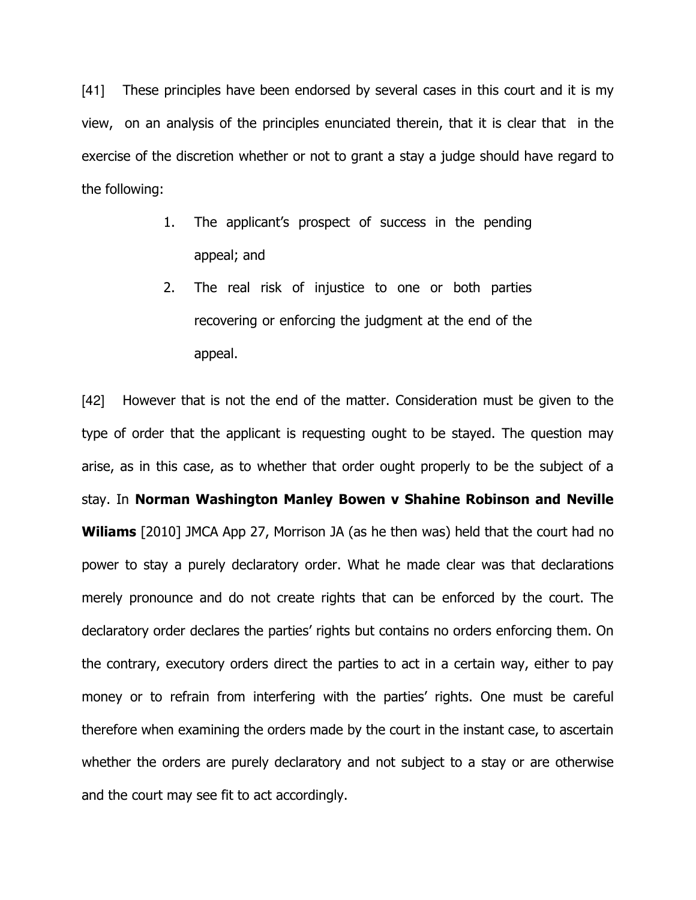[41] These principles have been endorsed by several cases in this court and it is my view, on an analysis of the principles enunciated therein, that it is clear that in the exercise of the discretion whether or not to grant a stay a judge should have regard to the following:

1. The applicant's prospect of success in the pending appeal; and
2. The real risk of injustice to one or both parties recovering or enforcing the judgment at the end of the appeal.

[42] However that is not the end of the matter. Consideration must be given to the type of order that the applicant is requesting ought to be stayed. The question may arise, as in this case, as to whether that order ought properly to be the subject of a stay. In **Norman Washington Manley Bowen v Shahine Robinson and Neville Wiliams** [2010] JMCA App 27, Morrison JA (as he then was) held that the court had no power to stay a purely declaratory order. What he made clear was that declarations merely pronounce and do not create rights that can be enforced by the court. The declaratory order declares the parties' rights but contains no orders enforcing them. On the contrary, executory orders direct the parties to act in a certain way, either to pay money or to refrain from interfering with the parties' rights. One must be careful therefore when examining the orders made by the court in the instant case, to ascertain whether the orders are purely declaratory and not subject to a stay or are otherwise and the court may see fit to act accordingly.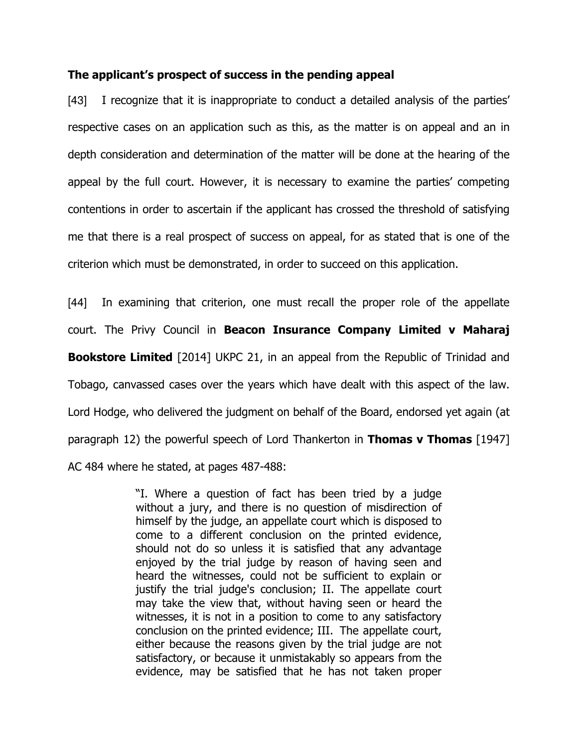**The applicant's prospect of success in the pending appeal**

[43] I recognize that it is inappropriate to conduct a detailed analysis of the parties' respective cases on an application such as this, as the matter is on appeal and an in depth consideration and determination of the matter will be done at the hearing of the appeal by the full court. However, it is necessary to examine the parties' competing contentions in order to ascertain if the applicant has crossed the threshold of satisfying me that there is a real prospect of success on appeal, for as stated that is one of the criterion which must be demonstrated, in order to succeed on this application.

[44] In examining that criterion, one must recall the proper role of the appellate court. The Privy Council in **Beacon Insurance Company Limited v Maharaj Bookstore Limited** [2014] UKPC 21, in an appeal from the Republic of Trinidad and Tobago, canvassed cases over the years which have dealt with this aspect of the law. Lord Hodge, who delivered the judgment on behalf of the Board, endorsed yet again (at paragraph 12) the powerful speech of Lord Thankerton in **Thomas v Thomas** [1947] AC 484 where he stated, at pages 487-488:

> "I. Where a question of fact has been tried by a judge without a jury, and there is no question of misdirection of himself by the judge, an appellate court which is disposed to come to a different conclusion on the printed evidence, should not do so unless it is satisfied that any advantage enjoyed by the trial judge by reason of having seen and heard the witnesses, could not be sufficient to explain or justify the trial judge's conclusion; II. The appellate court may take the view that, without having seen or heard the witnesses, it is not in a position to come to any satisfactory conclusion on the printed evidence; III. The appellate court, either because the reasons given by the trial judge are not satisfactory, or because it unmistakably so appears from the evidence, may be satisfied that he has not taken proper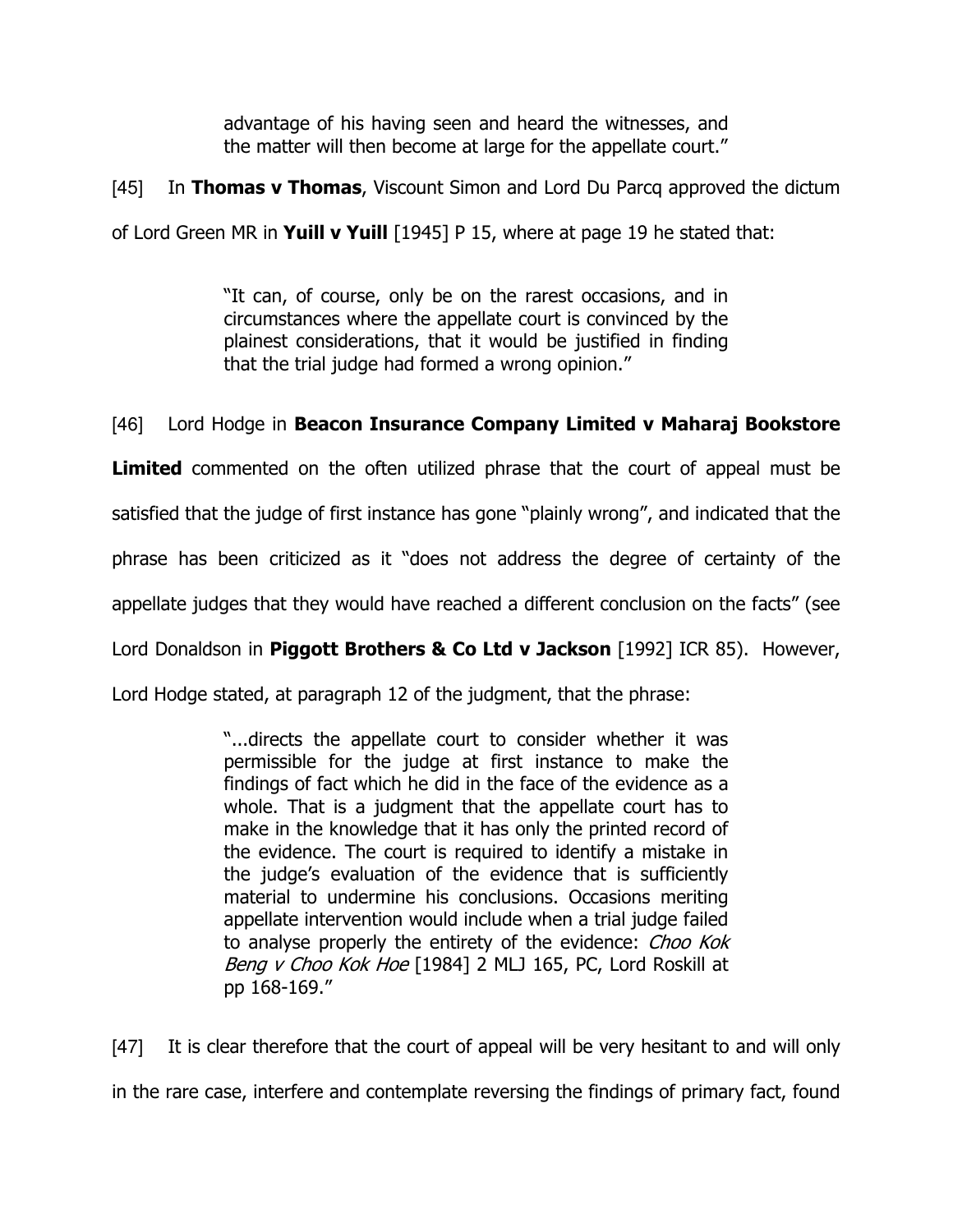> advantage of his having seen and heard the witnesses, and the matter will then become at large for the appellate court."

[45] In **Thomas v Thomas**, Viscount Simon and Lord Du Parcq approved the dictum of Lord Green MR in **Yuill v Yuill** [1945] P 15, where at page 19 he stated that:

> "It can, of course, only be on the rarest occasions, and in circumstances where the appellate court is convinced by the plainest considerations, that it would be justified in finding that the trial judge had formed a wrong opinion."

[46] Lord Hodge in **Beacon Insurance Company Limited v Maharaj Bookstore Limited** commented on the often utilized phrase that the court of appeal must be satisfied that the judge of first instance has gone "plainly wrong", and indicated that the phrase has been criticized as it "does not address the degree of certainty of the appellate judges that they would have reached a different conclusion on the facts" (see Lord Donaldson in **Piggott Brothers & Co Ltd v Jackson** [1992] ICR 85). However, Lord Hodge stated, at paragraph 12 of the judgment, that the phrase:

> "...directs the appellate court to consider whether it was permissible for the judge at first instance to make the findings of fact which he did in the face of the evidence as a whole. That is a judgment that the appellate court has to make in the knowledge that it has only the printed record of the evidence. The court is required to identify a mistake in the judge's evaluation of the evidence that is sufficiently material to undermine his conclusions. Occasions meriting appellate intervention would include when a trial judge failed to analyse properly the entirety of the evidence: *Choo Kok Beng v Choo Kok Hoe* [1984] 2 MLJ 165, PC, Lord Roskill at pp 168-169."

[47] It is clear therefore that the court of appeal will be very hesitant to and will only in the rare case, interfere and contemplate reversing the findings of primary fact, found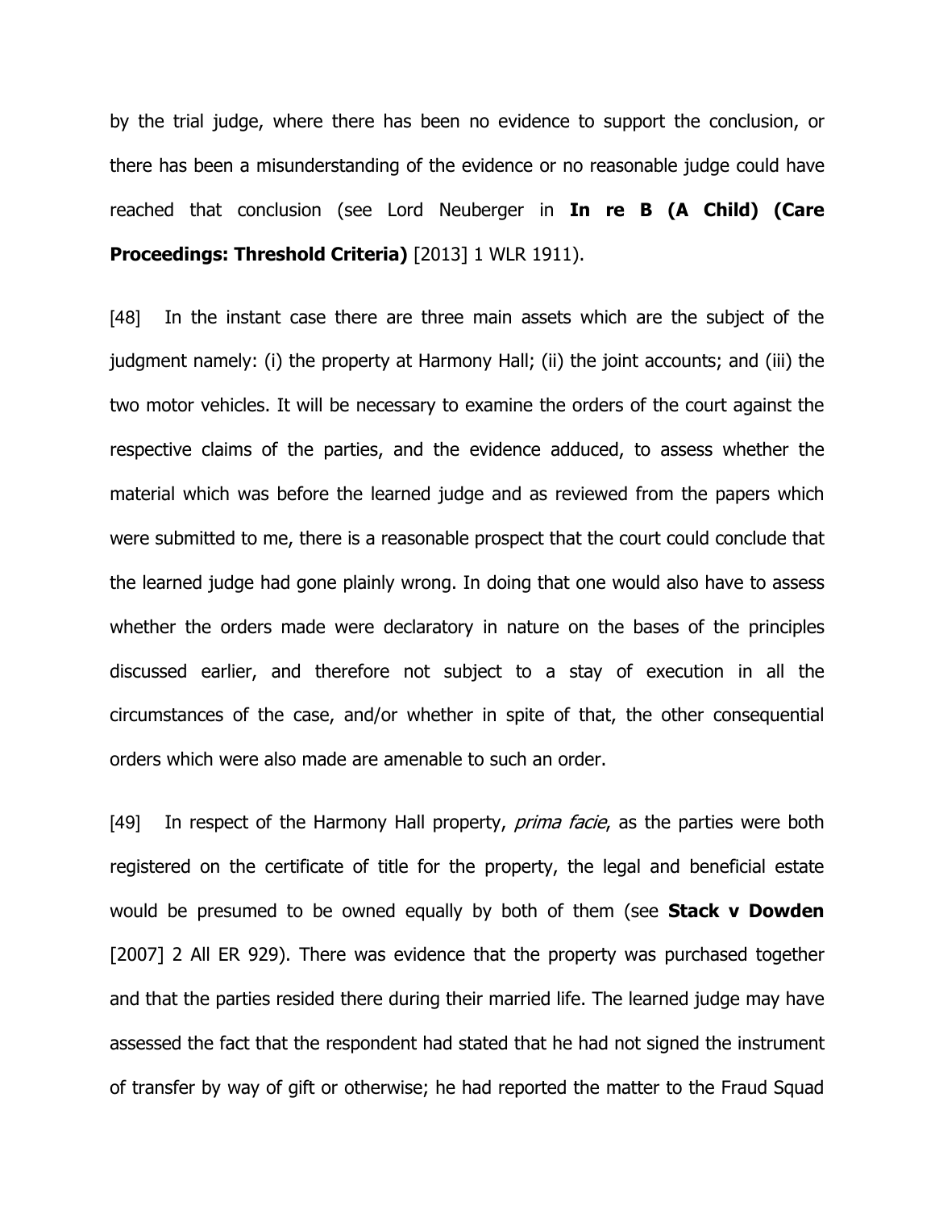by the trial judge, where there has been no evidence to support the conclusion, or there has been a misunderstanding of the evidence or no reasonable judge could have reached that conclusion (see Lord Neuberger in **In re B (A Child) (Care Proceedings: Threshold Criteria)** [2013] 1 WLR 1911).

[48] In the instant case there are three main assets which are the subject of the judgment namely: (i) the property at Harmony Hall; (ii) the joint accounts; and (iii) the two motor vehicles. It will be necessary to examine the orders of the court against the respective claims of the parties, and the evidence adduced, to assess whether the material which was before the learned judge and as reviewed from the papers which were submitted to me, there is a reasonable prospect that the court could conclude that the learned judge had gone plainly wrong. In doing that one would also have to assess whether the orders made were declaratory in nature on the bases of the principles discussed earlier, and therefore not subject to a stay of execution in all the circumstances of the case, and/or whether in spite of that, the other consequential orders which were also made are amenable to such an order.

[49] In respect of the Harmony Hall property, *prima facie*, as the parties were both registered on the certificate of title for the property, the legal and beneficial estate would be presumed to be owned equally by both of them (see **Stack v Dowden** [2007] 2 All ER 929). There was evidence that the property was purchased together and that the parties resided there during their married life. The learned judge may have assessed the fact that the respondent had stated that he had not signed the instrument of transfer by way of gift or otherwise; he had reported the matter to the Fraud Squad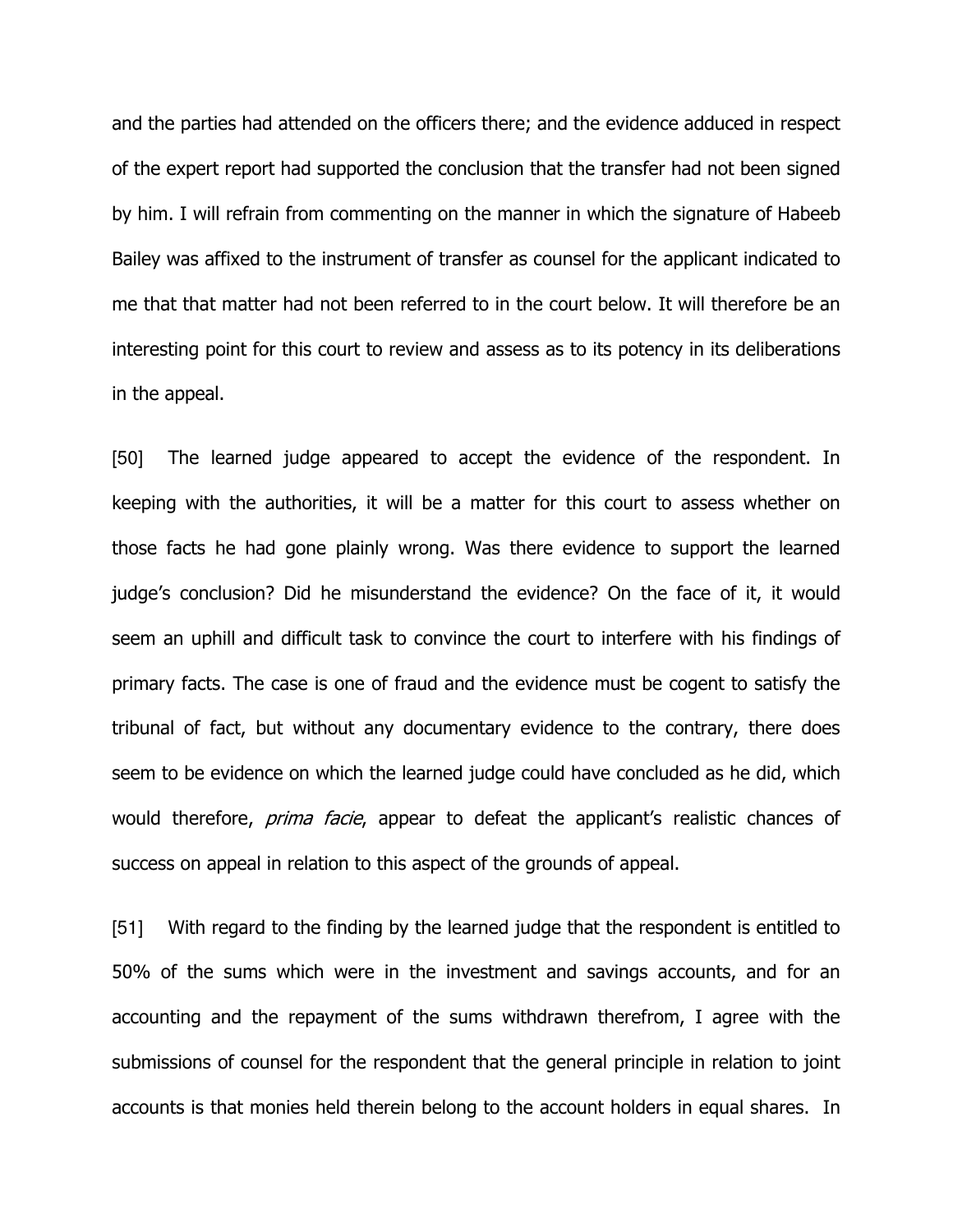and the parties had attended on the officers there; and the evidence adduced in respect of the expert report had supported the conclusion that the transfer had not been signed by him. I will refrain from commenting on the manner in which the signature of Habeeb Bailey was affixed to the instrument of transfer as counsel for the applicant indicated to me that that matter had not been referred to in the court below. It will therefore be an interesting point for this court to review and assess as to its potency in its deliberations in the appeal.

[50] The learned judge appeared to accept the evidence of the respondent. In keeping with the authorities, it will be a matter for this court to assess whether on those facts he had gone plainly wrong. Was there evidence to support the learned judge's conclusion? Did he misunderstand the evidence? On the face of it, it would seem an uphill and difficult task to convince the court to interfere with his findings of primary facts. The case is one of fraud and the evidence must be cogent to satisfy the tribunal of fact, but without any documentary evidence to the contrary, there does seem to be evidence on which the learned judge could have concluded as he did, which would therefore, *prima facie*, appear to defeat the applicant's realistic chances of success on appeal in relation to this aspect of the grounds of appeal.

[51] With regard to the finding by the learned judge that the respondent is entitled to 50% of the sums which were in the investment and savings accounts, and for an accounting and the repayment of the sums withdrawn therefrom, I agree with the submissions of counsel for the respondent that the general principle in relation to joint accounts is that monies held therein belong to the account holders in equal shares. In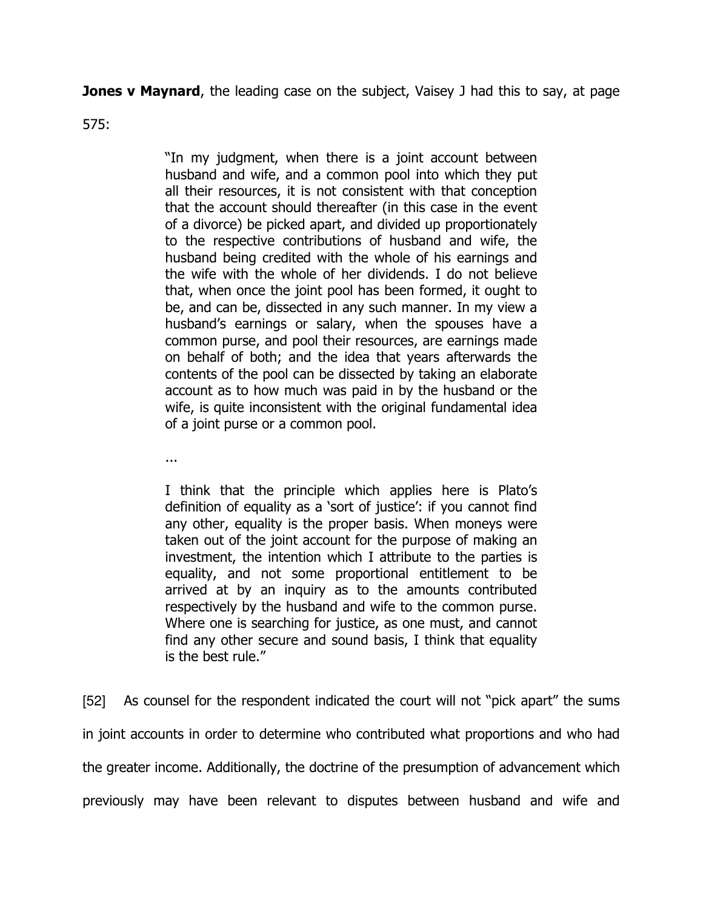**Jones v Maynard**, the leading case on the subject, Vaisey J had this to say, at page 575:

> "In my judgment, when there is a joint account between husband and wife, and a common pool into which they put all their resources, it is not consistent with that conception that the account should thereafter (in this case in the event of a divorce) be picked apart, and divided up proportionately to the respective contributions of husband and wife, the husband being credited with the whole of his earnings and the wife with the whole of her dividends. I do not believe that, when once the joint pool has been formed, it ought to be, and can be, dissected in any such manner. In my view a husband's earnings or salary, when the spouses have a common purse, and pool their resources, are earnings made on behalf of both; and the idea that years afterwards the contents of the pool can be dissected by taking an elaborate account as to how much was paid in by the husband or the wife, is quite inconsistent with the original fundamental idea of a joint purse or a common pool.
>
> ...
>
> I think that the principle which applies here is Plato's definition of equality as a 'sort of justice': if you cannot find any other, equality is the proper basis. When moneys were taken out of the joint account for the purpose of making an investment, the intention which I attribute to the parties is equality, and not some proportional entitlement to be arrived at by an inquiry as to the amounts contributed respectively by the husband and wife to the common purse. Where one is searching for justice, as one must, and cannot find any other secure and sound basis, I think that equality is the best rule."

[52] As counsel for the respondent indicated the court will not "pick apart" the sums in joint accounts in order to determine who contributed what proportions and who had the greater income. Additionally, the doctrine of the presumption of advancement which previously may have been relevant to disputes between husband and wife and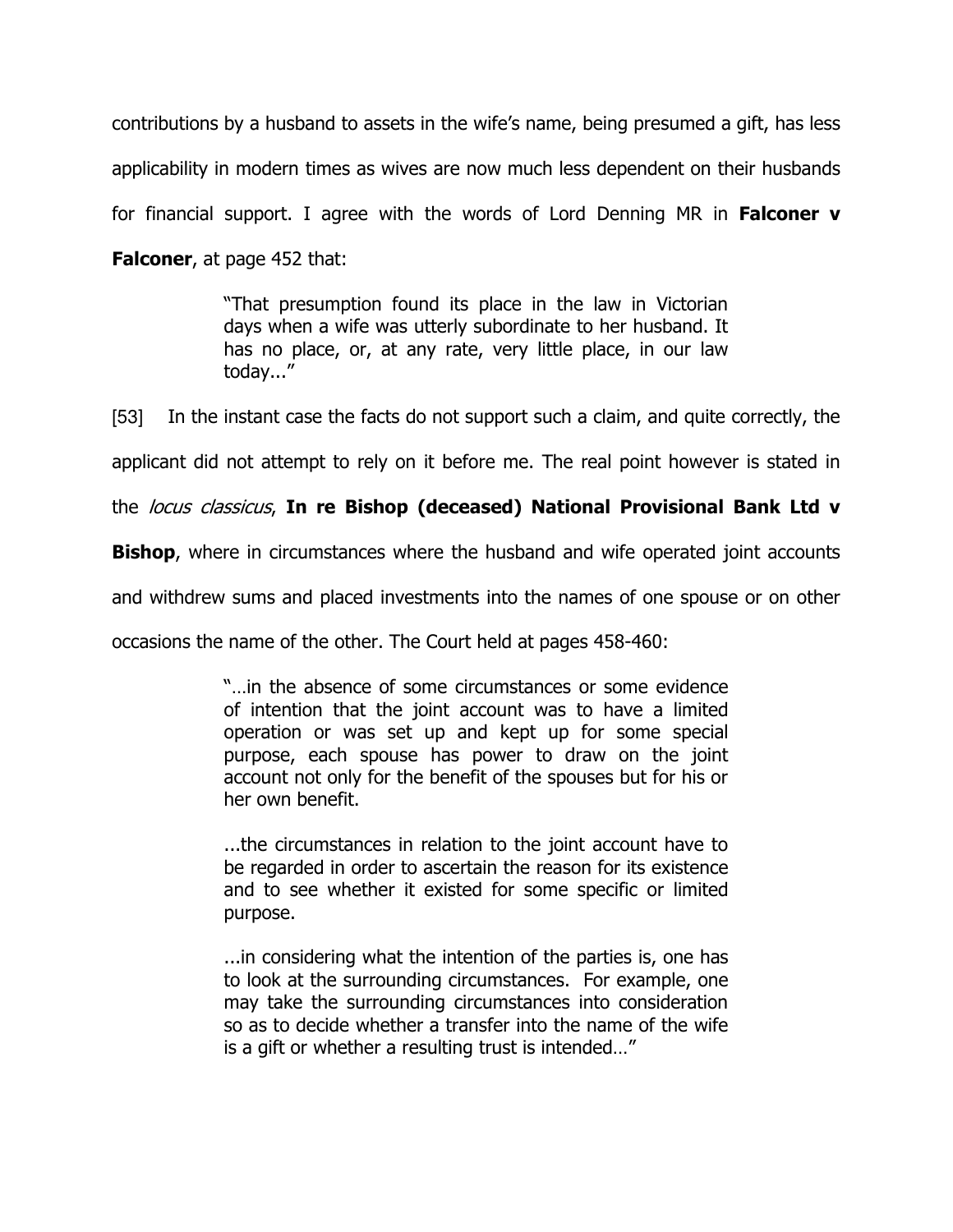contributions by a husband to assets in the wife's name, being presumed a gift, has less applicability in modern times as wives are now much less dependent on their husbands for financial support. I agree with the words of Lord Denning MR in **Falconer v Falconer**, at page 452 that:

> "That presumption found its place in the law in Victorian days when a wife was utterly subordinate to her husband. It has no place, or, at any rate, very little place, in our law today..."

[53] In the instant case the facts do not support such a claim, and quite correctly, the applicant did not attempt to rely on it before me. The real point however is stated in the *locus classicus*, **In re Bishop (deceased) National Provisional Bank Ltd v Bishop**, where in circumstances where the husband and wife operated joint accounts and withdrew sums and placed investments into the names of one spouse or on other occasions the name of the other. The Court held at pages 458-460:

> "…in the absence of some circumstances or some evidence of intention that the joint account was to have a limited operation or was set up and kept up for some special purpose, each spouse has power to draw on the joint account not only for the benefit of the spouses but for his or her own benefit.
>
> ...the circumstances in relation to the joint account have to be regarded in order to ascertain the reason for its existence and to see whether it existed for some specific or limited purpose.
>
> ...in considering what the intention of the parties is, one has to look at the surrounding circumstances. For example, one may take the surrounding circumstances into consideration so as to decide whether a transfer into the name of the wife is a gift or whether a resulting trust is intended…"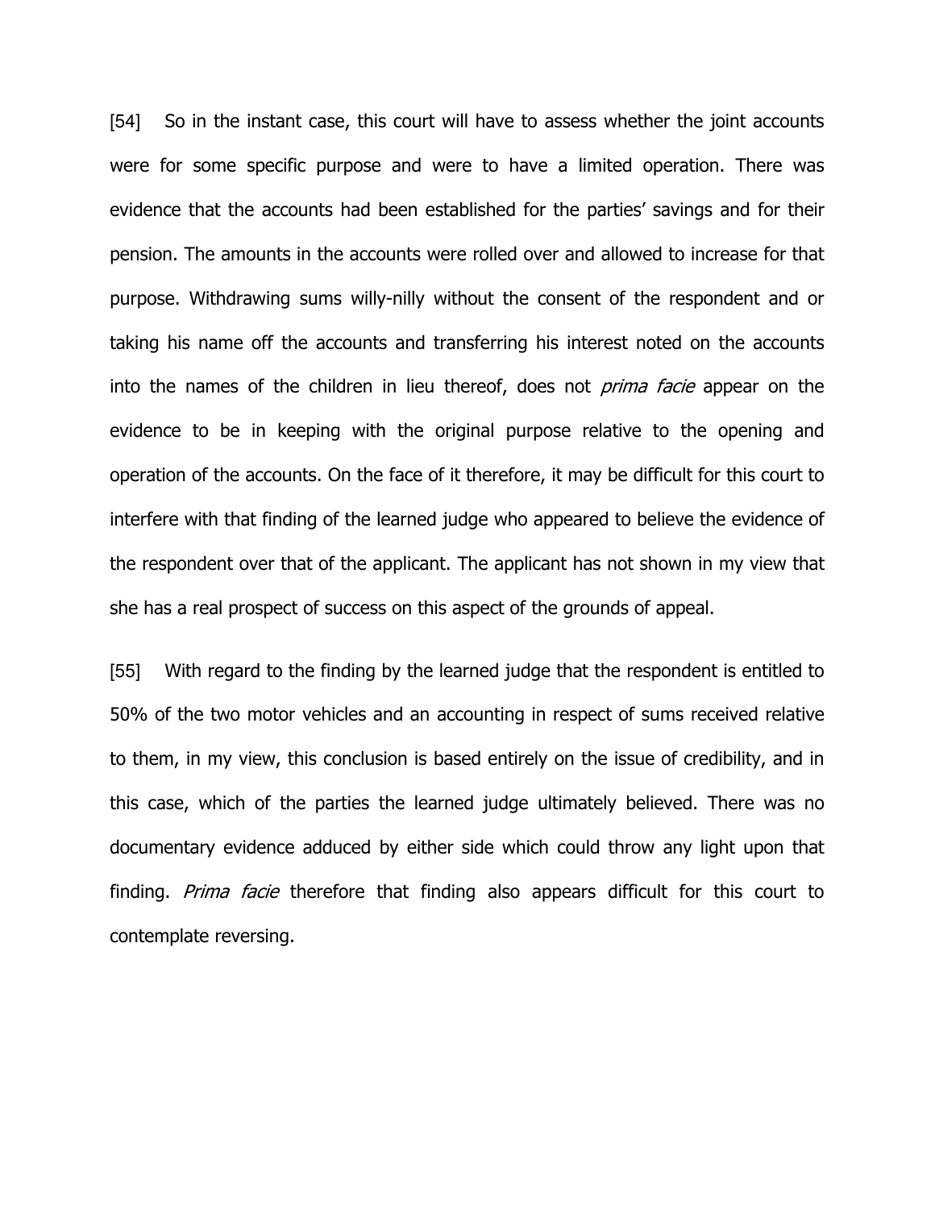[54] So in the instant case, this court will have to assess whether the joint accounts were for some specific purpose and were to have a limited operation. There was evidence that the accounts had been established for the parties' savings and for their pension. The amounts in the accounts were rolled over and allowed to increase for that purpose. Withdrawing sums willy-nilly without the consent of the respondent and or taking his name off the accounts and transferring his interest noted on the accounts into the names of the children in lieu thereof, does not *prima facie* appear on the evidence to be in keeping with the original purpose relative to the opening and operation of the accounts. On the face of it therefore, it may be difficult for this court to interfere with that finding of the learned judge who appeared to believe the evidence of the respondent over that of the applicant. The applicant has not shown in my view that she has a real prospect of success on this aspect of the grounds of appeal.

[55] With regard to the finding by the learned judge that the respondent is entitled to 50% of the two motor vehicles and an accounting in respect of sums received relative to them, in my view, this conclusion is based entirely on the issue of credibility, and in this case, which of the parties the learned judge ultimately believed. There was no documentary evidence adduced by either side which could throw any light upon that finding. *Prima facie* therefore that finding also appears difficult for this court to contemplate reversing.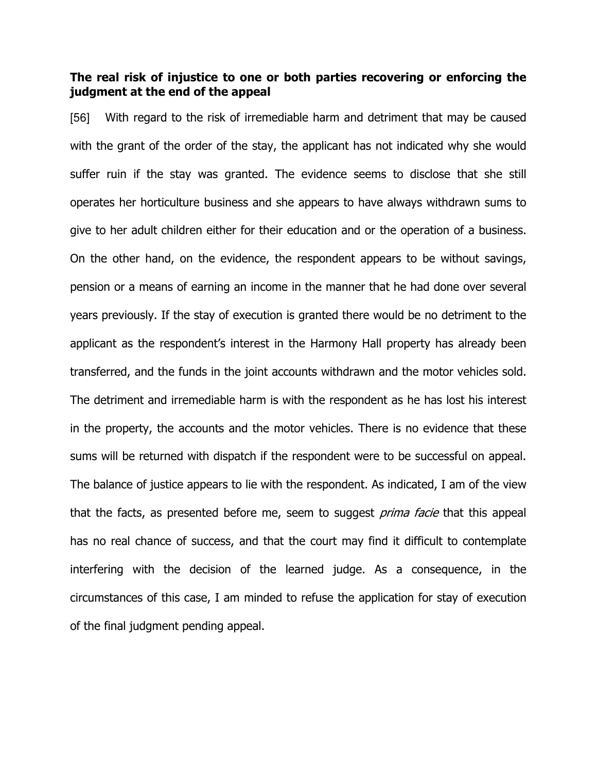**The real risk of injustice to one or both parties recovering or enforcing the judgment at the end of the appeal**

[56] With regard to the risk of irremediable harm and detriment that may be caused with the grant of the order of the stay, the applicant has not indicated why she would suffer ruin if the stay was granted. The evidence seems to disclose that she still operates her horticulture business and she appears to have always withdrawn sums to give to her adult children either for their education and or the operation of a business. On the other hand, on the evidence, the respondent appears to be without savings, pension or a means of earning an income in the manner that he had done over several years previously. If the stay of execution is granted there would be no detriment to the applicant as the respondent's interest in the Harmony Hall property has already been transferred, and the funds in the joint accounts withdrawn and the motor vehicles sold. The detriment and irremediable harm is with the respondent as he has lost his interest in the property, the accounts and the motor vehicles. There is no evidence that these sums will be returned with dispatch if the respondent were to be successful on appeal. The balance of justice appears to lie with the respondent. As indicated, I am of the view that the facts, as presented before me, seem to suggest *prima facie* that this appeal has no real chance of success, and that the court may find it difficult to contemplate interfering with the decision of the learned judge. As a consequence, in the circumstances of this case, I am minded to refuse the application for stay of execution of the final judgment pending appeal.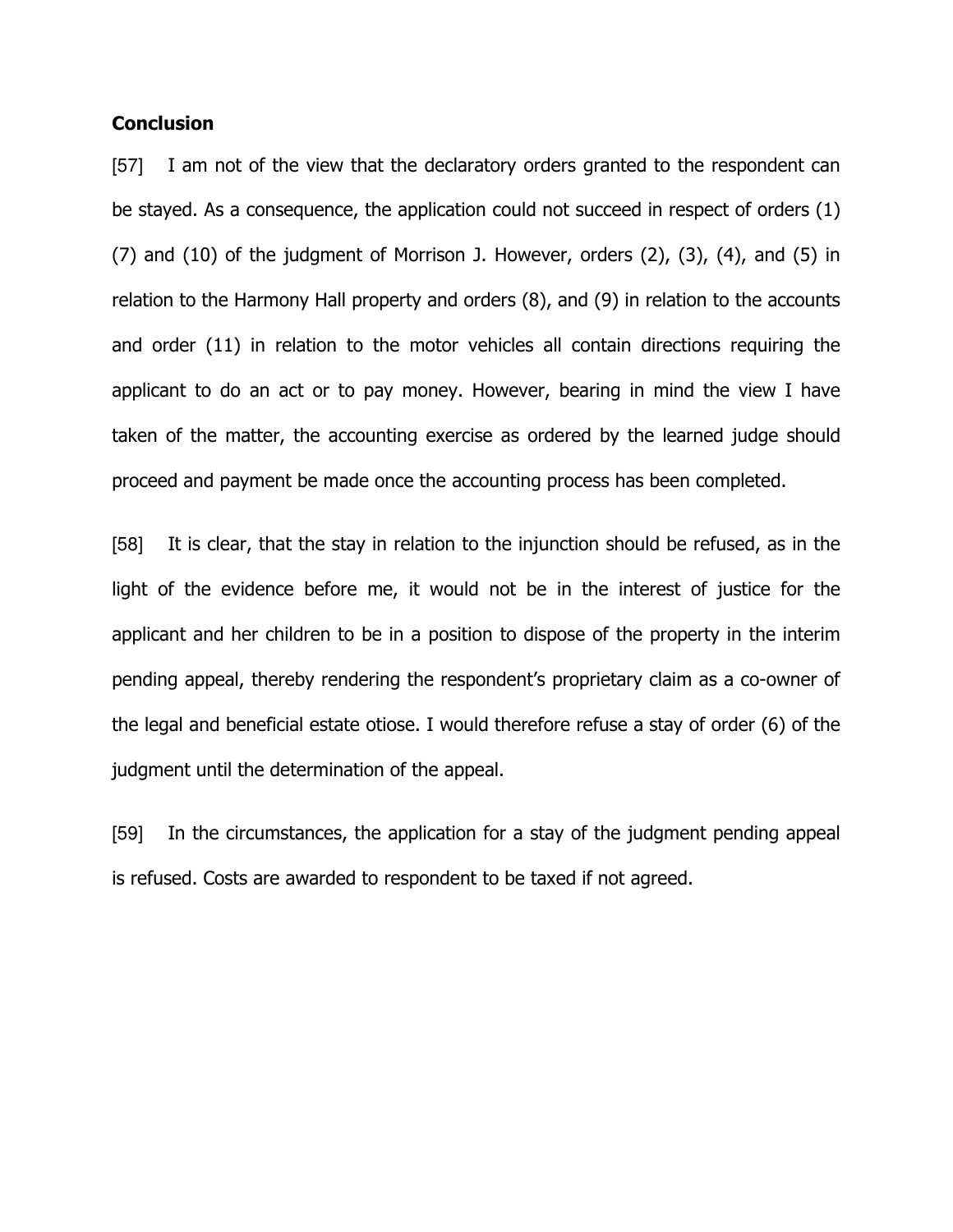**Conclusion**

[57] I am not of the view that the declaratory orders granted to the respondent can be stayed. As a consequence, the application could not succeed in respect of orders (1) (7) and (10) of the judgment of Morrison J. However, orders (2), (3), (4), and (5) in relation to the Harmony Hall property and orders (8), and (9) in relation to the accounts and order (11) in relation to the motor vehicles all contain directions requiring the applicant to do an act or to pay money. However, bearing in mind the view I have taken of the matter, the accounting exercise as ordered by the learned judge should proceed and payment be made once the accounting process has been completed.

[58] It is clear, that the stay in relation to the injunction should be refused, as in the light of the evidence before me, it would not be in the interest of justice for the applicant and her children to be in a position to dispose of the property in the interim pending appeal, thereby rendering the respondent's proprietary claim as a co-owner of the legal and beneficial estate otiose. I would therefore refuse a stay of order (6) of the judgment until the determination of the appeal.

[59] In the circumstances, the application for a stay of the judgment pending appeal is refused. Costs are awarded to respondent to be taxed if not agreed.